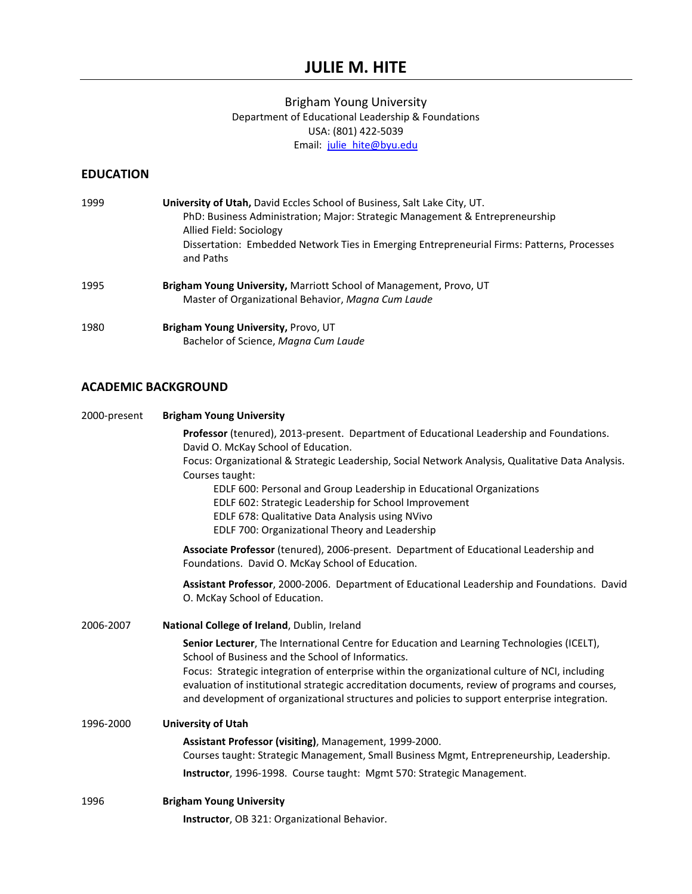# JULIE M. HITE

Brigham Young University
Department of Educational Leadership & Foundations
USA: (801) 422-5039
Email: julie_hite@byu.edu

## EDUCATION

1999 **University of Utah,** David Eccles School of Business, Salt Lake City, UT.
PhD: Business Administration; Major: Strategic Management & Entrepreneurship
Allied Field: Sociology
Dissertation: Embedded Network Ties in Emerging Entrepreneurial Firms: Patterns, Processes and Paths

1995 **Brigham Young University,** Marriott School of Management, Provo, UT
Master of Organizational Behavior, *Magna Cum Laude*

1980 **Brigham Young University,** Provo, UT
Bachelor of Science, *Magna Cum Laude*

## ACADEMIC BACKGROUND

2000-present **Brigham Young University**

**Professor** (tenured), 2013-present. Department of Educational Leadership and Foundations. David O. McKay School of Education.
Focus: Organizational & Strategic Leadership, Social Network Analysis, Qualitative Data Analysis.
Courses taught:
- EDLF 600: Personal and Group Leadership in Educational Organizations
- EDLF 602: Strategic Leadership for School Improvement
- EDLF 678: Qualitative Data Analysis using NVivo
- EDLF 700: Organizational Theory and Leadership

**Associate Professor** (tenured), 2006-present. Department of Educational Leadership and Foundations. David O. McKay School of Education.

**Assistant Professor**, 2000-2006. Department of Educational Leadership and Foundations. David O. McKay School of Education.

2006-2007 **National College of Ireland**, Dublin, Ireland

**Senior Lecturer**, The International Centre for Education and Learning Technologies (ICELT), School of Business and the School of Informatics.
Focus: Strategic integration of enterprise within the organizational culture of NCI, including evaluation of institutional strategic accreditation documents, review of programs and courses, and development of organizational structures and policies to support enterprise integration.

1996-2000 **University of Utah**

**Assistant Professor (visiting)**, Management, 1999-2000.
Courses taught: Strategic Management, Small Business Mgmt, Entrepreneurship, Leadership.

**Instructor**, 1996-1998. Course taught: Mgmt 570: Strategic Management.

1996 **Brigham Young University**

**Instructor**, OB 321: Organizational Behavior.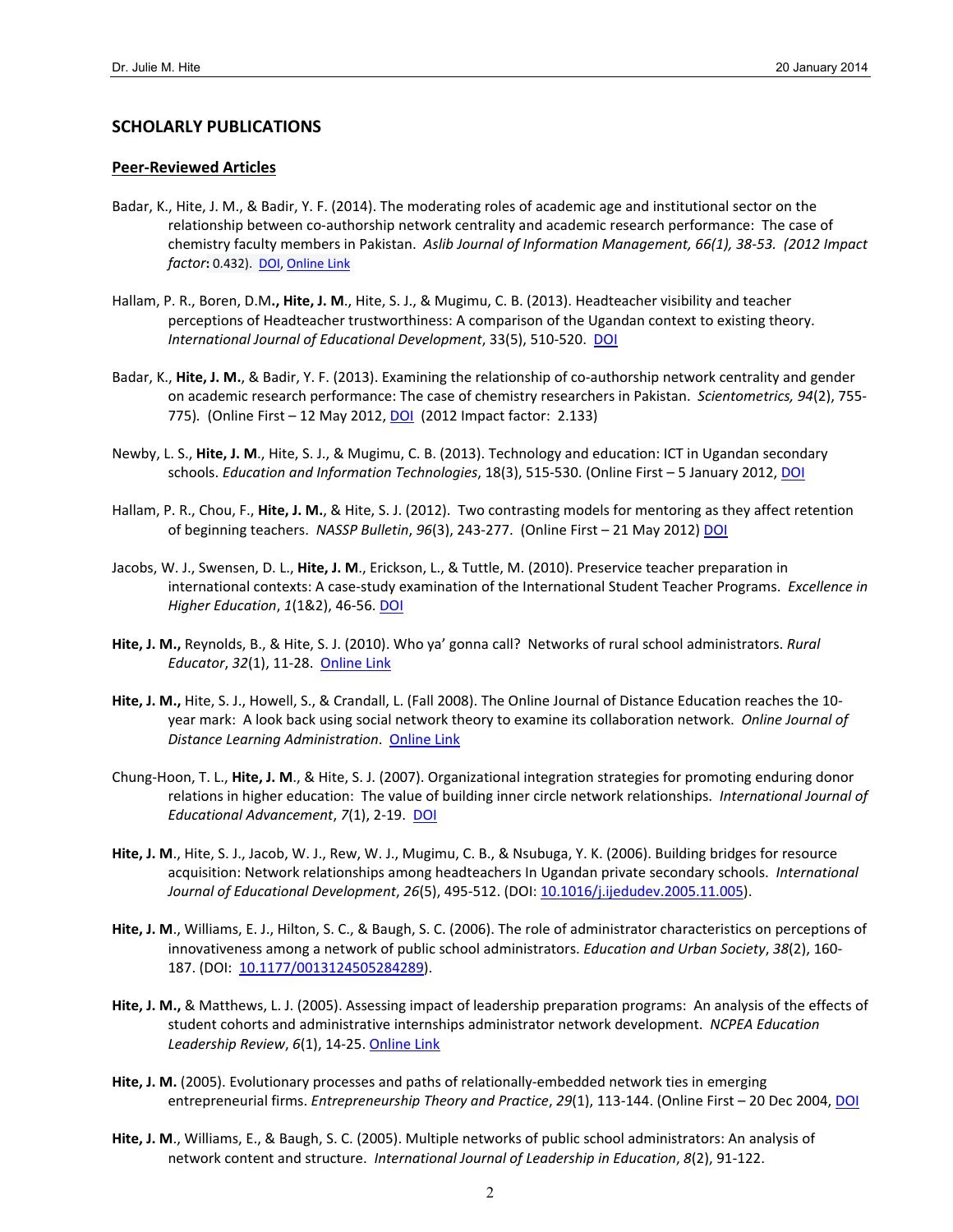## SCHOLARLY PUBLICATIONS

### Peer-Reviewed Articles

Badar, K., Hite, J. M., & Badir, Y. F. (2014). The moderating roles of academic age and institutional sector on the relationship between co-authorship network centrality and academic research performance: The case of chemistry faculty members in Pakistan. *Aslib Journal of Information Management, 66(1), 38-53. (2012 Impact factor*: 0.432). DOI, Online Link

Hallam, P. R., Boren, D.M**., Hite, J. M**., Hite, S. J., & Mugimu, C. B. (2013). Headteacher visibility and teacher perceptions of Headteacher trustworthiness: A comparison of the Ugandan context to existing theory. *International Journal of Educational Development*, 33(5), 510-520. DOI

Badar, K., **Hite, J. M.**, & Badir, Y. F. (2013). Examining the relationship of co-authorship network centrality and gender on academic research performance: The case of chemistry researchers in Pakistan. *Scientometrics, 94*(2), 755-775). (Online First – 12 May 2012, DOI (2012 Impact factor: 2.133)

Newby, L. S., **Hite, J. M**., Hite, S. J., & Mugimu, C. B. (2013). Technology and education: ICT in Ugandan secondary schools. *Education and Information Technologies*, 18(3), 515-530. (Online First – 5 January 2012, DOI

Hallam, P. R., Chou, F., **Hite, J. M.**, & Hite, S. J. (2012). Two contrasting models for mentoring as they affect retention of beginning teachers. *NASSP Bulletin*, *96*(3), 243-277. (Online First – 21 May 2012) DOI

Jacobs, W. J., Swensen, D. L., **Hite, J. M**., Erickson, L., & Tuttle, M. (2010). Preservice teacher preparation in international contexts: A case-study examination of the International Student Teacher Programs. *Excellence in Higher Education*, *1*(1&2), 46-56. DOI

**Hite, J. M.,** Reynolds, B., & Hite, S. J. (2010). Who ya' gonna call? Networks of rural school administrators. *Rural Educator*, *32*(1), 11-28. Online Link

**Hite, J. M.,** Hite, S. J., Howell, S., & Crandall, L. (Fall 2008). The Online Journal of Distance Education reaches the 10-year mark: A look back using social network theory to examine its collaboration network. *Online Journal of Distance Learning Administration*. Online Link

Chung-Hoon, T. L., **Hite, J. M**., & Hite, S. J. (2007). Organizational integration strategies for promoting enduring donor relations in higher education: The value of building inner circle network relationships. *International Journal of Educational Advancement*, *7*(1), 2-19. DOI

**Hite, J. M**., Hite, S. J., Jacob, W. J., Rew, W. J., Mugimu, C. B., & Nsubuga, Y. K. (2006). Building bridges for resource acquisition: Network relationships among headteachers In Ugandan private secondary schools. *International Journal of Educational Development*, *26*(5), 495-512. (DOI: 10.1016/j.ijedudev.2005.11.005).

**Hite, J. M**., Williams, E. J., Hilton, S. C., & Baugh, S. C. (2006). The role of administrator characteristics on perceptions of innovativeness among a network of public school administrators. *Education and Urban Society*, *38*(2), 160-187. (DOI: 10.1177/0013124505284289).

**Hite, J. M.,** & Matthews, L. J. (2005). Assessing impact of leadership preparation programs: An analysis of the effects of student cohorts and administrative internships administrator network development. *NCPEA Education Leadership Review*, *6*(1), 14-25. Online Link

**Hite, J. M.** (2005). Evolutionary processes and paths of relationally-embedded network ties in emerging entrepreneurial firms. *Entrepreneurship Theory and Practice*, *29*(1), 113-144. (Online First – 20 Dec 2004, DOI

**Hite, J. M**., Williams, E., & Baugh, S. C. (2005). Multiple networks of public school administrators: An analysis of network content and structure. *International Journal of Leadership in Education*, *8*(2), 91-122.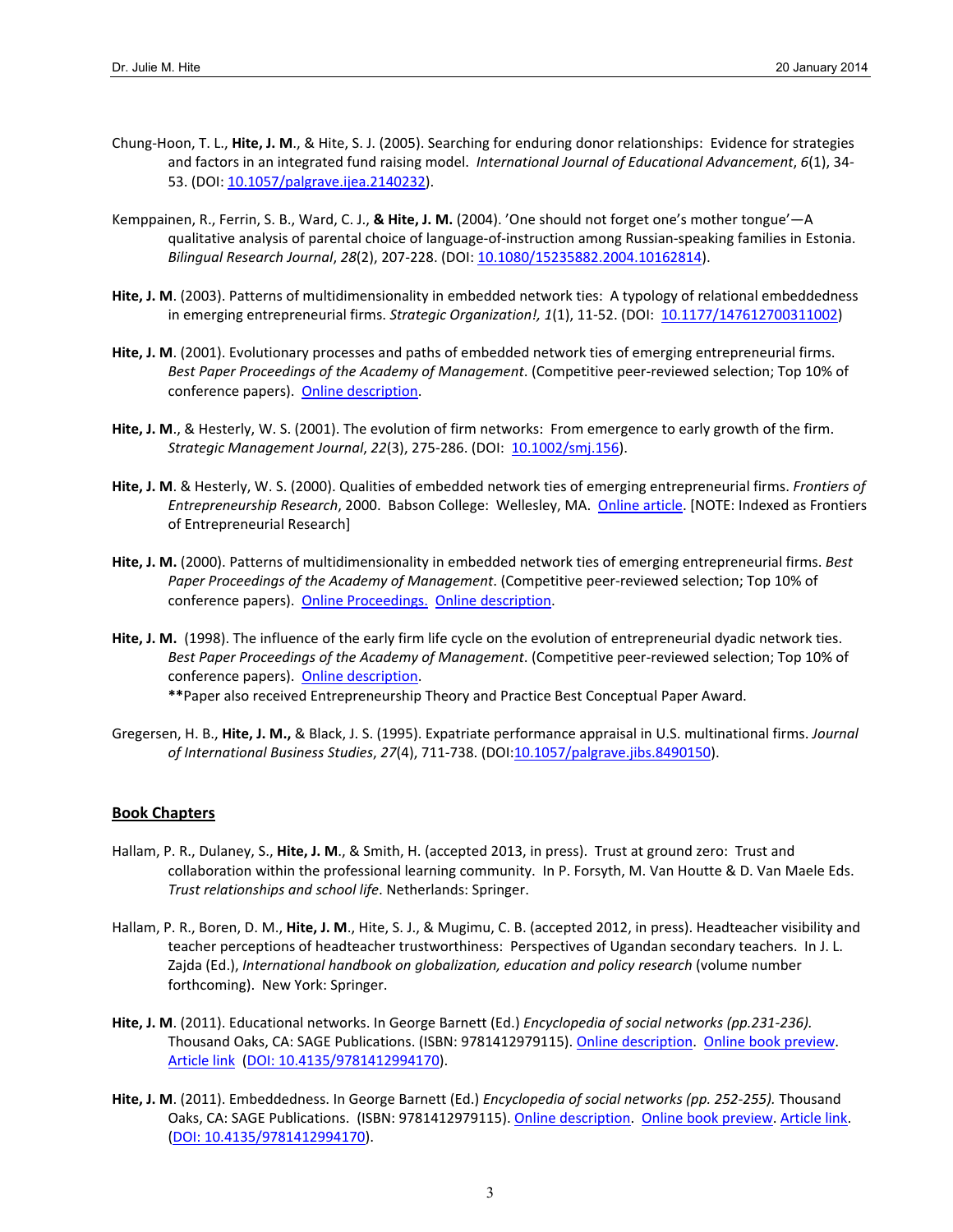Chung-Hoon, T. L., **Hite, J. M.**, & Hite, S. J. (2005). Searching for enduring donor relationships: Evidence for strategies and factors in an integrated fund raising model. *International Journal of Educational Advancement*, *6*(1), 34-53. (DOI: 10.1057/palgrave.ijea.2140232).

Kemppainen, R., Ferrin, S. B., Ward, C. J., **& Hite, J. M.** (2004). 'One should not forget one's mother tongue'—A qualitative analysis of parental choice of language-of-instruction among Russian-speaking families in Estonia. *Bilingual Research Journal*, *28*(2), 207-228. (DOI: 10.1080/15235882.2004.10162814).

**Hite, J. M**. (2003). Patterns of multidimensionality in embedded network ties: A typology of relational embeddedness in emerging entrepreneurial firms. *Strategic Organization!, 1*(1), 11-52. (DOI: 10.1177/147612700311002)

**Hite, J. M**. (2001). Evolutionary processes and paths of embedded network ties of emerging entrepreneurial firms. *Best Paper Proceedings of the Academy of Management*. (Competitive peer-reviewed selection; Top 10% of conference papers). Online description.

**Hite, J. M**., & Hesterly, W. S. (2001). The evolution of firm networks: From emergence to early growth of the firm. *Strategic Management Journal*, *22*(3), 275-286. (DOI: 10.1002/smj.156).

**Hite, J. M**. & Hesterly, W. S. (2000). Qualities of embedded network ties of emerging entrepreneurial firms. *Frontiers of Entrepreneurship Research*, 2000. Babson College: Wellesley, MA. Online article. [NOTE: Indexed as Frontiers of Entrepreneurial Research]

**Hite, J. M.** (2000). Patterns of multidimensionality in embedded network ties of emerging entrepreneurial firms. *Best Paper Proceedings of the Academy of Management*. (Competitive peer-reviewed selection; Top 10% of conference papers). Online Proceedings. Online description.

**Hite, J. M.** (1998). The influence of the early firm life cycle on the evolution of entrepreneurial dyadic network ties. *Best Paper Proceedings of the Academy of Management*. (Competitive peer-reviewed selection; Top 10% of conference papers). Online description.
**\*\***Paper also received Entrepreneurship Theory and Practice Best Conceptual Paper Award.

Gregersen, H. B., **Hite, J. M.,** & Black, J. S. (1995). Expatriate performance appraisal in U.S. multinational firms. *Journal of International Business Studies*, *27*(4), 711-738. (DOI:10.1057/palgrave.jibs.8490150).

## Book Chapters

Hallam, P. R., Dulaney, S., **Hite, J. M**., & Smith, H. (accepted 2013, in press). Trust at ground zero: Trust and collaboration within the professional learning community. In P. Forsyth, M. Van Houtte & D. Van Maele Eds. *Trust relationships and school life*. Netherlands: Springer.

Hallam, P. R., Boren, D. M., **Hite, J. M**., Hite, S. J., & Mugimu, C. B. (accepted 2012, in press). Headteacher visibility and teacher perceptions of headteacher trustworthiness: Perspectives of Ugandan secondary teachers. In J. L. Zajda (Ed.), *International handbook on globalization, education and policy research* (volume number forthcoming). New York: Springer.

**Hite, J. M**. (2011). Educational networks. In George Barnett (Ed.) *Encyclopedia of social networks (pp.231-236).* Thousand Oaks, CA: SAGE Publications. (ISBN: 9781412979115). Online description. Online book preview. Article link (DOI: 10.4135/9781412994170).

**Hite, J. M**. (2011). Embeddedness. In George Barnett (Ed.) *Encyclopedia of social networks (pp. 252-255).* Thousand Oaks, CA: SAGE Publications. (ISBN: 9781412979115). Online description. Online book preview. Article link. (DOI: 10.4135/9781412994170).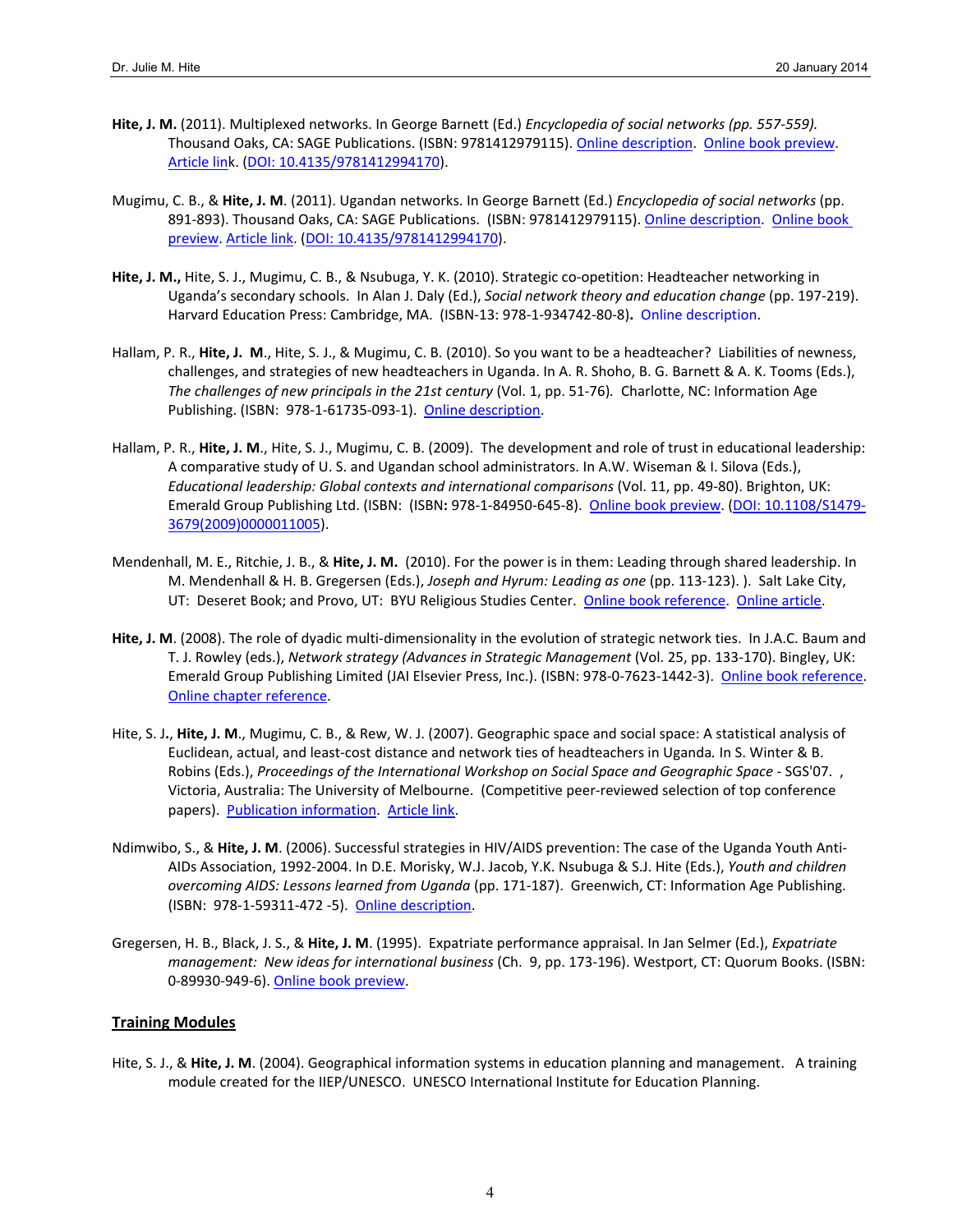**Hite, J. M.** (2011). Multiplexed networks. In George Barnett (Ed.) *Encyclopedia of social networks (pp. 557-559).* Thousand Oaks, CA: SAGE Publications. (ISBN: 9781412979115). Online description. Online book preview. Article link. (DOI: 10.4135/9781412994170).

Mugimu, C. B., & **Hite, J. M**. (2011). Ugandan networks. In George Barnett (Ed.) *Encyclopedia of social networks* (pp. 891-893). Thousand Oaks, CA: SAGE Publications. (ISBN: 9781412979115). Online description. Online book preview. Article link. (DOI: 10.4135/9781412994170).

**Hite, J. M.,** Hite, S. J., Mugimu, C. B., & Nsubuga, Y. K. (2010). Strategic co-opetition: Headteacher networking in Uganda's secondary schools. In Alan J. Daly (Ed.), *Social network theory and education change* (pp. 197-219). Harvard Education Press: Cambridge, MA. (ISBN-13: 978-1-934742-80-8**).** Online description.

Hallam, P. R., **Hite, J. M**., Hite, S. J., & Mugimu, C. B. (2010). So you want to be a headteacher? Liabilities of newness, challenges, and strategies of new headteachers in Uganda. In A. R. Shoho, B. G. Barnett & A. K. Tooms (Eds.), *The challenges of new principals in the 21st century* (Vol. 1, pp. 51-76). Charlotte, NC: Information Age Publishing. (ISBN: 978-1-61735-093-1). Online description.

Hallam, P. R., **Hite, J. M**., Hite, S. J., Mugimu, C. B. (2009). The development and role of trust in educational leadership: A comparative study of U. S. and Ugandan school administrators. In A.W. Wiseman & I. Silova (Eds.), *Educational leadership: Global contexts and international comparisons* (Vol. 11, pp. 49-80). Brighton, UK: Emerald Group Publishing Ltd. (ISBN: (ISBN**:** 978-1-84950-645-8). Online book preview. (DOI: 10.1108/S1479-3679(2009)0000011005).

Mendenhall, M. E., Ritchie, J. B., & **Hite, J. M.** (2010). For the power is in them: Leading through shared leadership. In M. Mendenhall & H. B. Gregersen (Eds.), *Joseph and Hyrum: Leading as one* (pp. 113-123). ). Salt Lake City, UT: Deseret Book; and Provo, UT: BYU Religious Studies Center. Online book reference. Online article.

**Hite, J. M**. (2008). The role of dyadic multi-dimensionality in the evolution of strategic network ties. In J.A.C. Baum and T. J. Rowley (eds.), *Network strategy (Advances in Strategic Management* (Vol. 25, pp. 133-170). Bingley, UK: Emerald Group Publishing Limited (JAI Elsevier Press, Inc.). (ISBN: 978-0-7623-1442-3). Online book reference. Online chapter reference.

Hite, S. J., **Hite, J. M**., Mugimu, C. B., & Rew, W. J. (2007). Geographic space and social space: A statistical analysis of Euclidean, actual, and least-cost distance and network ties of headteachers in Uganda*.* In S. Winter & B. Robins (Eds.), *Proceedings of the International Workshop on Social Space and Geographic Space* - SGS'07. , Victoria, Australia: The University of Melbourne. (Competitive peer-reviewed selection of top conference papers). Publication information. Article link.

Ndimwibo, S., & **Hite, J. M**. (2006). Successful strategies in HIV/AIDS prevention: The case of the Uganda Youth Anti-AIDs Association, 1992-2004. In D.E. Morisky, W.J. Jacob, Y.K. Nsubuga & S.J. Hite (Eds.), *Youth and children overcoming AIDS: Lessons learned from Uganda* (pp. 171-187). Greenwich, CT: Information Age Publishing. (ISBN: 978-1-59311-472 -5). Online description.

Gregersen, H. B., Black, J. S., & **Hite, J. M**. (1995). Expatriate performance appraisal. In Jan Selmer (Ed.), *Expatriate management: New ideas for international business* (Ch. 9, pp. 173-196). Westport, CT: Quorum Books. (ISBN: 0-89930-949-6). Online book preview.

## Training Modules

Hite, S. J., & **Hite, J. M**. (2004). Geographical information systems in education planning and management. A training module created for the IIEP/UNESCO. UNESCO International Institute for Education Planning.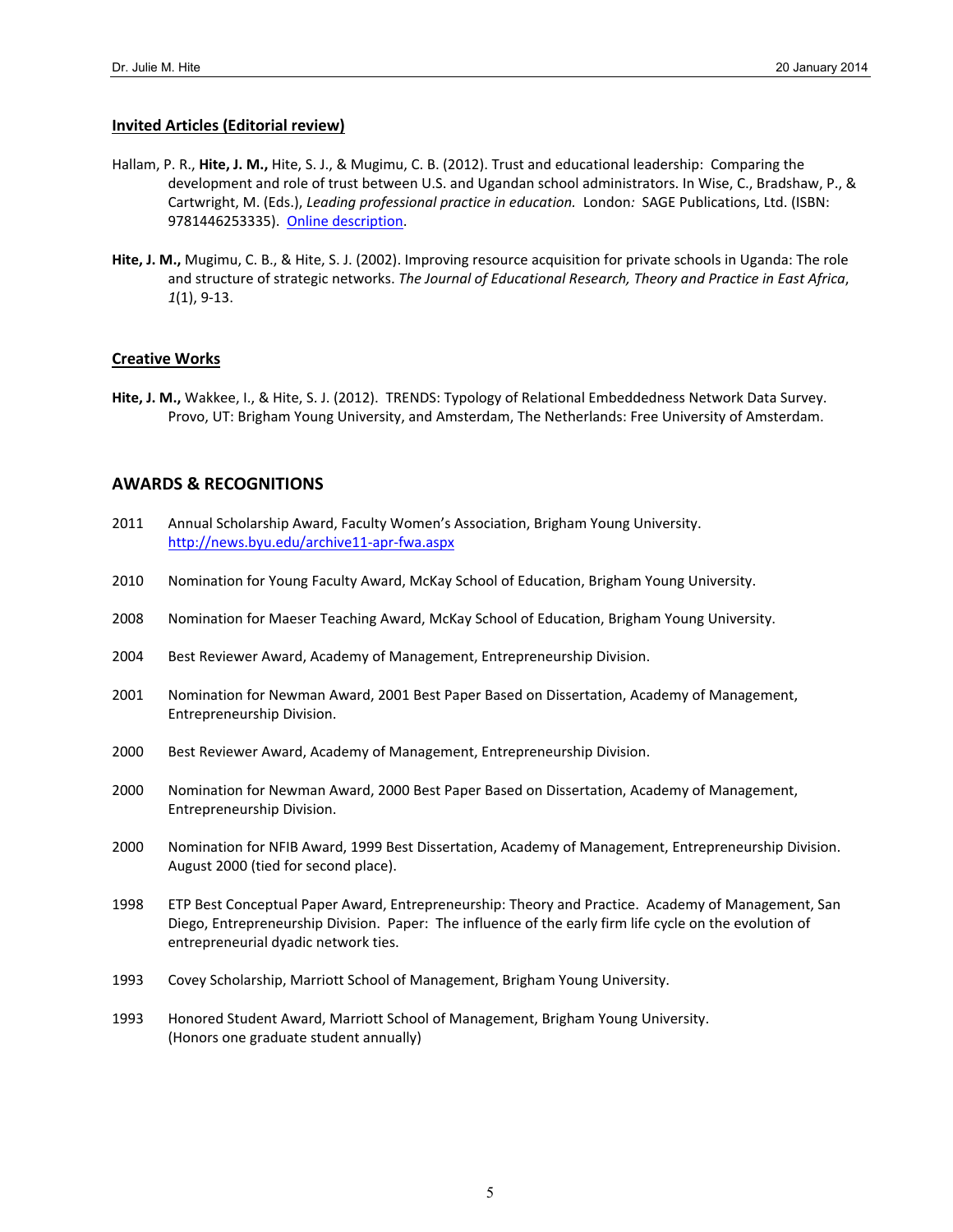### Invited Articles (Editorial review)

Hallam, P. R., **Hite, J. M.,** Hite, S. J., & Mugimu, C. B. (2012). Trust and educational leadership: Comparing the development and role of trust between U.S. and Ugandan school administrators. In Wise, C., Bradshaw, P., & Cartwright, M. (Eds.), *Leading professional practice in education.* London*:* SAGE Publications, Ltd. (ISBN: 9781446253335). [Online description](Online description).

**Hite, J. M.,** Mugimu, C. B., & Hite, S. J. (2002). Improving resource acquisition for private schools in Uganda: The role and structure of strategic networks. *The Journal of Educational Research, Theory and Practice in East Africa*, *1*(1), 9-13.

### Creative Works

**Hite, J. M.,** Wakkee, I., & Hite, S. J. (2012). TRENDS: Typology of Relational Embeddedness Network Data Survey. Provo, UT: Brigham Young University, and Amsterdam, The Netherlands: Free University of Amsterdam.

## AWARDS & RECOGNITIONS

2011 Annual Scholarship Award, Faculty Women's Association, Brigham Young University. http://news.byu.edu/archive11-apr-fwa.aspx

2010 Nomination for Young Faculty Award, McKay School of Education, Brigham Young University.

2008 Nomination for Maeser Teaching Award, McKay School of Education, Brigham Young University.

2004 Best Reviewer Award, Academy of Management, Entrepreneurship Division.

2001 Nomination for Newman Award, 2001 Best Paper Based on Dissertation, Academy of Management, Entrepreneurship Division.

2000 Best Reviewer Award, Academy of Management, Entrepreneurship Division.

2000 Nomination for Newman Award, 2000 Best Paper Based on Dissertation, Academy of Management, Entrepreneurship Division.

2000 Nomination for NFIB Award, 1999 Best Dissertation, Academy of Management, Entrepreneurship Division. August 2000 (tied for second place).

1998 ETP Best Conceptual Paper Award, Entrepreneurship: Theory and Practice. Academy of Management, San Diego, Entrepreneurship Division. Paper: The influence of the early firm life cycle on the evolution of entrepreneurial dyadic network ties.

1993 Covey Scholarship, Marriott School of Management, Brigham Young University.

1993 Honored Student Award, Marriott School of Management, Brigham Young University. (Honors one graduate student annually)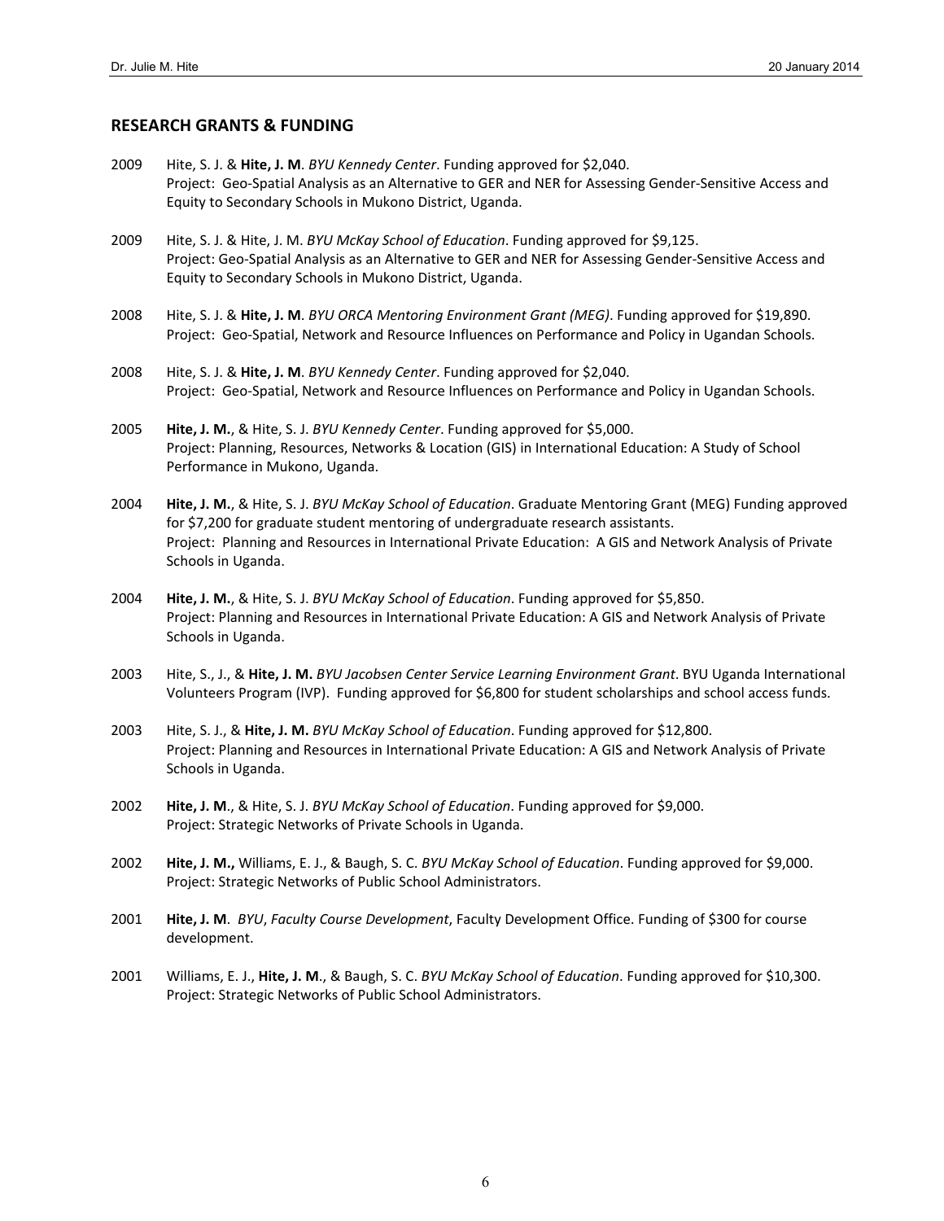## RESEARCH GRANTS & FUNDING

2009 Hite, S. J. & **Hite, J. M**. *BYU Kennedy Center*. Funding approved for $2,040.
Project: Geo-Spatial Analysis as an Alternative to GER and NER for Assessing Gender-Sensitive Access and Equity to Secondary Schools in Mukono District, Uganda.

2009 Hite, S. J. & Hite, J. M. *BYU McKay School of Education*. Funding approved for $9,125.
Project: Geo-Spatial Analysis as an Alternative to GER and NER for Assessing Gender-Sensitive Access and Equity to Secondary Schools in Mukono District, Uganda.

2008 Hite, S. J. & **Hite, J. M**. *BYU ORCA Mentoring Environment Grant (MEG)*. Funding approved for $19,890.
Project: Geo-Spatial, Network and Resource Influences on Performance and Policy in Ugandan Schools.

2008 Hite, S. J. & **Hite, J. M**. *BYU Kennedy Center*. Funding approved for $2,040.
Project: Geo-Spatial, Network and Resource Influences on Performance and Policy in Ugandan Schools.

2005 **Hite, J. M.**, & Hite, S. J. *BYU Kennedy Center*. Funding approved for $5,000.
Project: Planning, Resources, Networks & Location (GIS) in International Education: A Study of School Performance in Mukono, Uganda.

2004 **Hite, J. M.**, & Hite, S. J. *BYU McKay School of Education*. Graduate Mentoring Grant (MEG) Funding approved for $7,200 for graduate student mentoring of undergraduate research assistants.
Project: Planning and Resources in International Private Education: A GIS and Network Analysis of Private Schools in Uganda.

2004 **Hite, J. M.**, & Hite, S. J. *BYU McKay School of Education*. Funding approved for $5,850.
Project: Planning and Resources in International Private Education: A GIS and Network Analysis of Private Schools in Uganda.

2003 Hite, S., J., & **Hite, J. M.** *BYU Jacobsen Center Service Learning Environment Grant*. BYU Uganda International Volunteers Program (IVP). Funding approved for $6,800 for student scholarships and school access funds.

2003 Hite, S. J., & **Hite, J. M.** *BYU McKay School of Education*. Funding approved for $12,800.
Project: Planning and Resources in International Private Education: A GIS and Network Analysis of Private Schools in Uganda.

2002 **Hite, J. M**., & Hite, S. J. *BYU McKay School of Education*. Funding approved for $9,000.
Project: Strategic Networks of Private Schools in Uganda.

2002 **Hite, J. M.,** Williams, E. J., & Baugh, S. C. *BYU McKay School of Education*. Funding approved for $9,000.
Project: Strategic Networks of Public School Administrators.

2001 **Hite, J. M**. *BYU*, *Faculty Course Development*, Faculty Development Office. Funding of $300 for course development.

2001 Williams, E. J., **Hite, J. M**., & Baugh, S. C. *BYU McKay School of Education*. Funding approved for $10,300.
Project: Strategic Networks of Public School Administrators.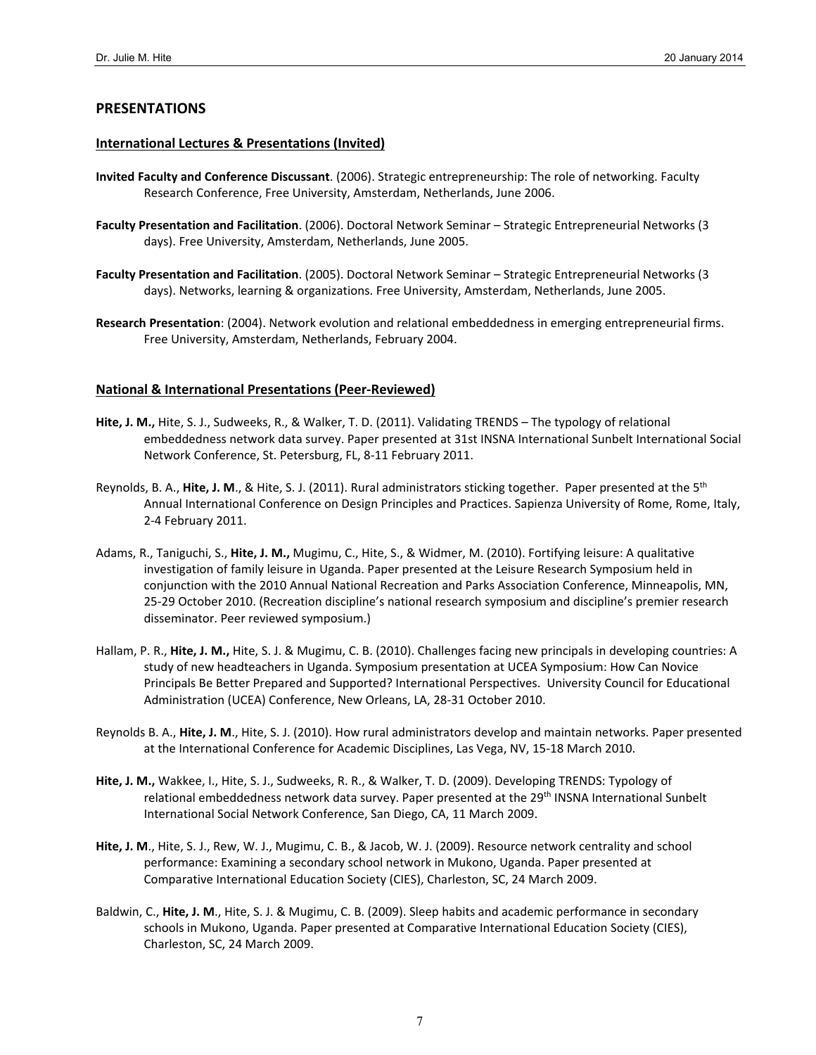## PRESENTATIONS

### International Lectures & Presentations (Invited)

**Invited Faculty and Conference Discussant**. (2006). Strategic entrepreneurship: The role of networking. Faculty Research Conference, Free University, Amsterdam, Netherlands, June 2006.

**Faculty Presentation and Facilitation**. (2006). Doctoral Network Seminar – Strategic Entrepreneurial Networks (3 days). Free University, Amsterdam, Netherlands, June 2005.

**Faculty Presentation and Facilitation**. (2005). Doctoral Network Seminar – Strategic Entrepreneurial Networks (3 days). Networks, learning & organizations. Free University, Amsterdam, Netherlands, June 2005.

**Research Presentation**: (2004). Network evolution and relational embeddedness in emerging entrepreneurial firms. Free University, Amsterdam, Netherlands, February 2004.

### National & International Presentations (Peer-Reviewed)

**Hite, J. M.,** Hite, S. J., Sudweeks, R., & Walker, T. D. (2011). Validating TRENDS – The typology of relational embeddedness network data survey. Paper presented at 31st INSNA International Sunbelt International Social Network Conference, St. Petersburg, FL, 8-11 February 2011.

Reynolds, B. A., **Hite, J. M**., & Hite, S. J. (2011). Rural administrators sticking together. Paper presented at the 5th Annual International Conference on Design Principles and Practices. Sapienza University of Rome, Rome, Italy, 2-4 February 2011.

Adams, R., Taniguchi, S., **Hite, J. M.,** Mugimu, C., Hite, S., & Widmer, M. (2010). Fortifying leisure: A qualitative investigation of family leisure in Uganda. Paper presented at the Leisure Research Symposium held in conjunction with the 2010 Annual National Recreation and Parks Association Conference, Minneapolis, MN, 25-29 October 2010. (Recreation discipline's national research symposium and discipline's premier research disseminator. Peer reviewed symposium.)

Hallam, P. R., **Hite, J. M.,** Hite, S. J. & Mugimu, C. B. (2010). Challenges facing new principals in developing countries: A study of new headteachers in Uganda. Symposium presentation at UCEA Symposium: How Can Novice Principals Be Better Prepared and Supported? International Perspectives. University Council for Educational Administration (UCEA) Conference, New Orleans, LA, 28-31 October 2010.

Reynolds B. A., **Hite, J. M**., Hite, S. J. (2010). How rural administrators develop and maintain networks. Paper presented at the International Conference for Academic Disciplines, Las Vega, NV, 15-18 March 2010.

**Hite, J. M.,** Wakkee, I., Hite, S. J., Sudweeks, R. R., & Walker, T. D. (2009). Developing TRENDS: Typology of relational embeddedness network data survey. Paper presented at the 29th INSNA International Sunbelt International Social Network Conference, San Diego, CA, 11 March 2009.

**Hite, J. M**., Hite, S. J., Rew, W. J., Mugimu, C. B., & Jacob, W. J. (2009). Resource network centrality and school performance: Examining a secondary school network in Mukono, Uganda. Paper presented at Comparative International Education Society (CIES), Charleston, SC, 24 March 2009.

Baldwin, C., **Hite, J. M**., Hite, S. J. & Mugimu, C. B. (2009). Sleep habits and academic performance in secondary schools in Mukono, Uganda. Paper presented at Comparative International Education Society (CIES), Charleston, SC, 24 March 2009.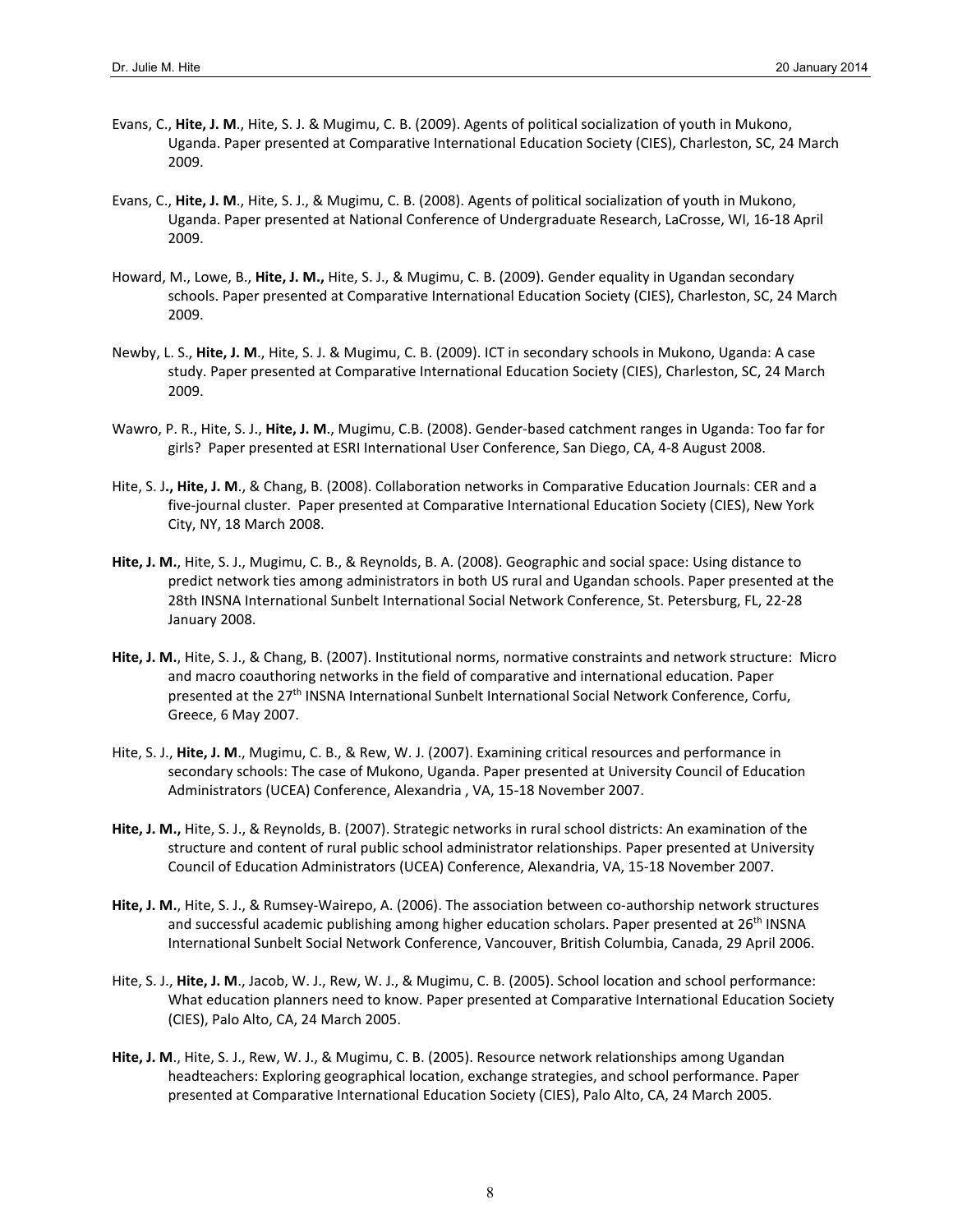Evans, C., **Hite, J. M**., Hite, S. J. & Mugimu, C. B. (2009). Agents of political socialization of youth in Mukono, Uganda. Paper presented at Comparative International Education Society (CIES), Charleston, SC, 24 March 2009.

Evans, C., **Hite, J. M**., Hite, S. J., & Mugimu, C. B. (2008). Agents of political socialization of youth in Mukono, Uganda. Paper presented at National Conference of Undergraduate Research, LaCrosse, WI, 16-18 April 2009.

Howard, M., Lowe, B., **Hite, J. M.,** Hite, S. J., & Mugimu, C. B. (2009). Gender equality in Ugandan secondary schools. Paper presented at Comparative International Education Society (CIES), Charleston, SC, 24 March 2009.

Newby, L. S., **Hite, J. M**., Hite, S. J. & Mugimu, C. B. (2009). ICT in secondary schools in Mukono, Uganda: A case study. Paper presented at Comparative International Education Society (CIES), Charleston, SC, 24 March 2009.

Wawro, P. R., Hite, S. J., **Hite, J. M**., Mugimu, C.B. (2008). Gender-based catchment ranges in Uganda: Too far for girls? Paper presented at ESRI International User Conference, San Diego, CA, 4-8 August 2008.

Hite, S. J**., Hite, J. M**., & Chang, B. (2008). Collaboration networks in Comparative Education Journals: CER and a five-journal cluster. Paper presented at Comparative International Education Society (CIES), New York City, NY, 18 March 2008.

**Hite, J. M.**, Hite, S. J., Mugimu, C. B., & Reynolds, B. A. (2008). Geographic and social space: Using distance to predict network ties among administrators in both US rural and Ugandan schools. Paper presented at the 28th INSNA International Sunbelt International Social Network Conference, St. Petersburg, FL, 22-28 January 2008.

**Hite, J. M.**, Hite, S. J., & Chang, B. (2007). Institutional norms, normative constraints and network structure: Micro and macro coauthoring networks in the field of comparative and international education. Paper presented at the 27th INSNA International Sunbelt International Social Network Conference, Corfu, Greece, 6 May 2007.

Hite, S. J., **Hite, J. M**., Mugimu, C. B., & Rew, W. J. (2007). Examining critical resources and performance in secondary schools: The case of Mukono, Uganda. Paper presented at University Council of Education Administrators (UCEA) Conference, Alexandria , VA, 15-18 November 2007.

**Hite, J. M.,** Hite, S. J., & Reynolds, B. (2007). Strategic networks in rural school districts: An examination of the structure and content of rural public school administrator relationships. Paper presented at University Council of Education Administrators (UCEA) Conference, Alexandria, VA, 15-18 November 2007.

**Hite, J. M.**, Hite, S. J., & Rumsey-Wairepo, A. (2006). The association between co-authorship network structures and successful academic publishing among higher education scholars. Paper presented at 26th INSNA International Sunbelt Social Network Conference, Vancouver, British Columbia, Canada, 29 April 2006.

Hite, S. J., **Hite, J. M**., Jacob, W. J., Rew, W. J., & Mugimu, C. B. (2005). School location and school performance: What education planners need to know. Paper presented at Comparative International Education Society (CIES), Palo Alto, CA, 24 March 2005.

**Hite, J. M**., Hite, S. J., Rew, W. J., & Mugimu, C. B. (2005). Resource network relationships among Ugandan headteachers: Exploring geographical location, exchange strategies, and school performance. Paper presented at Comparative International Education Society (CIES), Palo Alto, CA, 24 March 2005.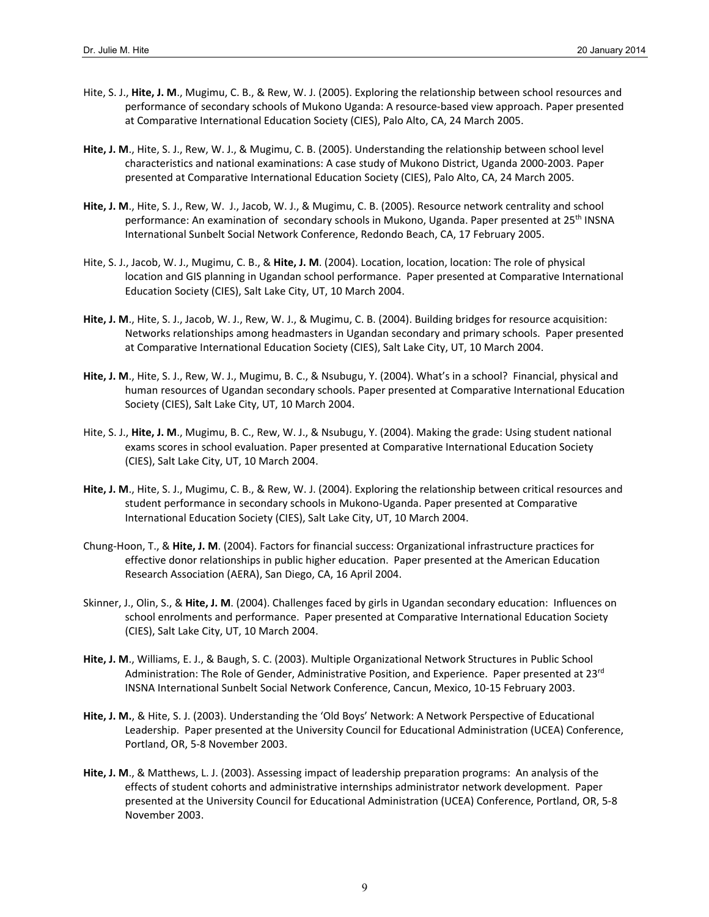Hite, S. J., **Hite, J. M**., Mugimu, C. B., & Rew, W. J. (2005). Exploring the relationship between school resources and performance of secondary schools of Mukono Uganda: A resource-based view approach. Paper presented at Comparative International Education Society (CIES), Palo Alto, CA, 24 March 2005.

**Hite, J. M**., Hite, S. J., Rew, W. J., & Mugimu, C. B. (2005). Understanding the relationship between school level characteristics and national examinations: A case study of Mukono District, Uganda 2000-2003. Paper presented at Comparative International Education Society (CIES), Palo Alto, CA, 24 March 2005.

**Hite, J. M**., Hite, S. J., Rew, W. J., Jacob, W. J., & Mugimu, C. B. (2005). Resource network centrality and school performance: An examination of secondary schools in Mukono, Uganda. Paper presented at 25th INSNA International Sunbelt Social Network Conference, Redondo Beach, CA, 17 February 2005.

Hite, S. J., Jacob, W. J., Mugimu, C. B., & **Hite, J. M**. (2004). Location, location, location: The role of physical location and GIS planning in Ugandan school performance. Paper presented at Comparative International Education Society (CIES), Salt Lake City, UT, 10 March 2004.

**Hite, J. M**., Hite, S. J., Jacob, W. J., Rew, W. J., & Mugimu, C. B. (2004). Building bridges for resource acquisition: Networks relationships among headmasters in Ugandan secondary and primary schools. Paper presented at Comparative International Education Society (CIES), Salt Lake City, UT, 10 March 2004.

**Hite, J. M**., Hite, S. J., Rew, W. J., Mugimu, B. C., & Nsubugu, Y. (2004). What's in a school? Financial, physical and human resources of Ugandan secondary schools. Paper presented at Comparative International Education Society (CIES), Salt Lake City, UT, 10 March 2004.

Hite, S. J., **Hite, J. M**., Mugimu, B. C., Rew, W. J., & Nsubugu, Y. (2004). Making the grade: Using student national exams scores in school evaluation. Paper presented at Comparative International Education Society (CIES), Salt Lake City, UT, 10 March 2004.

**Hite, J. M**., Hite, S. J., Mugimu, C. B., & Rew, W. J. (2004). Exploring the relationship between critical resources and student performance in secondary schools in Mukono-Uganda. Paper presented at Comparative International Education Society (CIES), Salt Lake City, UT, 10 March 2004.

Chung-Hoon, T., & **Hite, J. M**. (2004). Factors for financial success: Organizational infrastructure practices for effective donor relationships in public higher education. Paper presented at the American Education Research Association (AERA), San Diego, CA, 16 April 2004.

Skinner, J., Olin, S., & **Hite, J. M**. (2004). Challenges faced by girls in Ugandan secondary education: Influences on school enrolments and performance. Paper presented at Comparative International Education Society (CIES), Salt Lake City, UT, 10 March 2004.

**Hite, J. M**., Williams, E. J., & Baugh, S. C. (2003). Multiple Organizational Network Structures in Public School Administration: The Role of Gender, Administrative Position, and Experience. Paper presented at 23rd INSNA International Sunbelt Social Network Conference, Cancun, Mexico, 10-15 February 2003.

**Hite, J. M.**, & Hite, S. J. (2003). Understanding the 'Old Boys' Network: A Network Perspective of Educational Leadership. Paper presented at the University Council for Educational Administration (UCEA) Conference, Portland, OR, 5-8 November 2003.

**Hite, J. M**., & Matthews, L. J. (2003). Assessing impact of leadership preparation programs: An analysis of the effects of student cohorts and administrative internships administrator network development. Paper presented at the University Council for Educational Administration (UCEA) Conference, Portland, OR, 5-8 November 2003.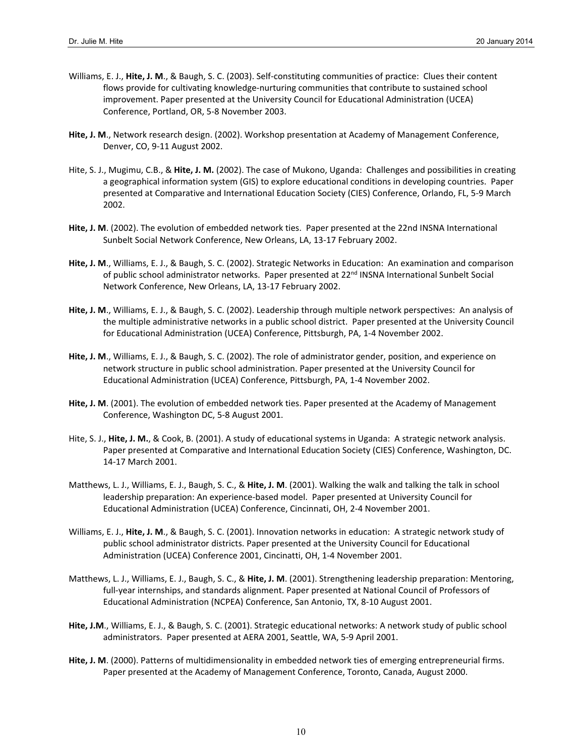Williams, E. J., **Hite, J. M**., & Baugh, S. C. (2003). Self-constituting communities of practice: Clues their content flows provide for cultivating knowledge-nurturing communities that contribute to sustained school improvement. Paper presented at the University Council for Educational Administration (UCEA) Conference, Portland, OR, 5-8 November 2003.

**Hite, J. M**., Network research design. (2002). Workshop presentation at Academy of Management Conference, Denver, CO, 9-11 August 2002.

Hite, S. J., Mugimu, C.B., & **Hite, J. M.** (2002). The case of Mukono, Uganda: Challenges and possibilities in creating a geographical information system (GIS) to explore educational conditions in developing countries. Paper presented at Comparative and International Education Society (CIES) Conference, Orlando, FL, 5-9 March 2002.

**Hite, J. M**. (2002). The evolution of embedded network ties. Paper presented at the 22nd INSNA International Sunbelt Social Network Conference, New Orleans, LA, 13-17 February 2002.

**Hite, J. M**., Williams, E. J., & Baugh, S. C. (2002). Strategic Networks in Education: An examination and comparison of public school administrator networks. Paper presented at 22nd INSNA International Sunbelt Social Network Conference, New Orleans, LA, 13-17 February 2002.

**Hite, J. M**., Williams, E. J., & Baugh, S. C. (2002). Leadership through multiple network perspectives: An analysis of the multiple administrative networks in a public school district. Paper presented at the University Council for Educational Administration (UCEA) Conference, Pittsburgh, PA, 1-4 November 2002.

**Hite, J. M**., Williams, E. J., & Baugh, S. C. (2002). The role of administrator gender, position, and experience on network structure in public school administration. Paper presented at the University Council for Educational Administration (UCEA) Conference, Pittsburgh, PA, 1-4 November 2002.

**Hite, J. M**. (2001). The evolution of embedded network ties. Paper presented at the Academy of Management Conference, Washington DC, 5-8 August 2001.

Hite, S. J., **Hite, J. M.**, & Cook, B. (2001). A study of educational systems in Uganda: A strategic network analysis. Paper presented at Comparative and International Education Society (CIES) Conference, Washington, DC. 14-17 March 2001.

Matthews, L. J., Williams, E. J., Baugh, S. C., & **Hite, J. M**. (2001). Walking the walk and talking the talk in school leadership preparation: An experience-based model. Paper presented at University Council for Educational Administration (UCEA) Conference, Cincinnati, OH, 2-4 November 2001.

Williams, E. J., **Hite, J. M**., & Baugh, S. C. (2001). Innovation networks in education: A strategic network study of public school administrator districts. Paper presented at the University Council for Educational Administration (UCEA) Conference 2001, Cincinatti, OH, 1-4 November 2001.

Matthews, L. J., Williams, E. J., Baugh, S. C., & **Hite, J. M**. (2001). Strengthening leadership preparation: Mentoring, full-year internships, and standards alignment. Paper presented at National Council of Professors of Educational Administration (NCPEA) Conference, San Antonio, TX, 8-10 August 2001.

**Hite, J.M**., Williams, E. J., & Baugh, S. C. (2001). Strategic educational networks: A network study of public school administrators. Paper presented at AERA 2001, Seattle, WA, 5-9 April 2001.

**Hite, J. M**. (2000). Patterns of multidimensionality in embedded network ties of emerging entrepreneurial firms. Paper presented at the Academy of Management Conference, Toronto, Canada, August 2000.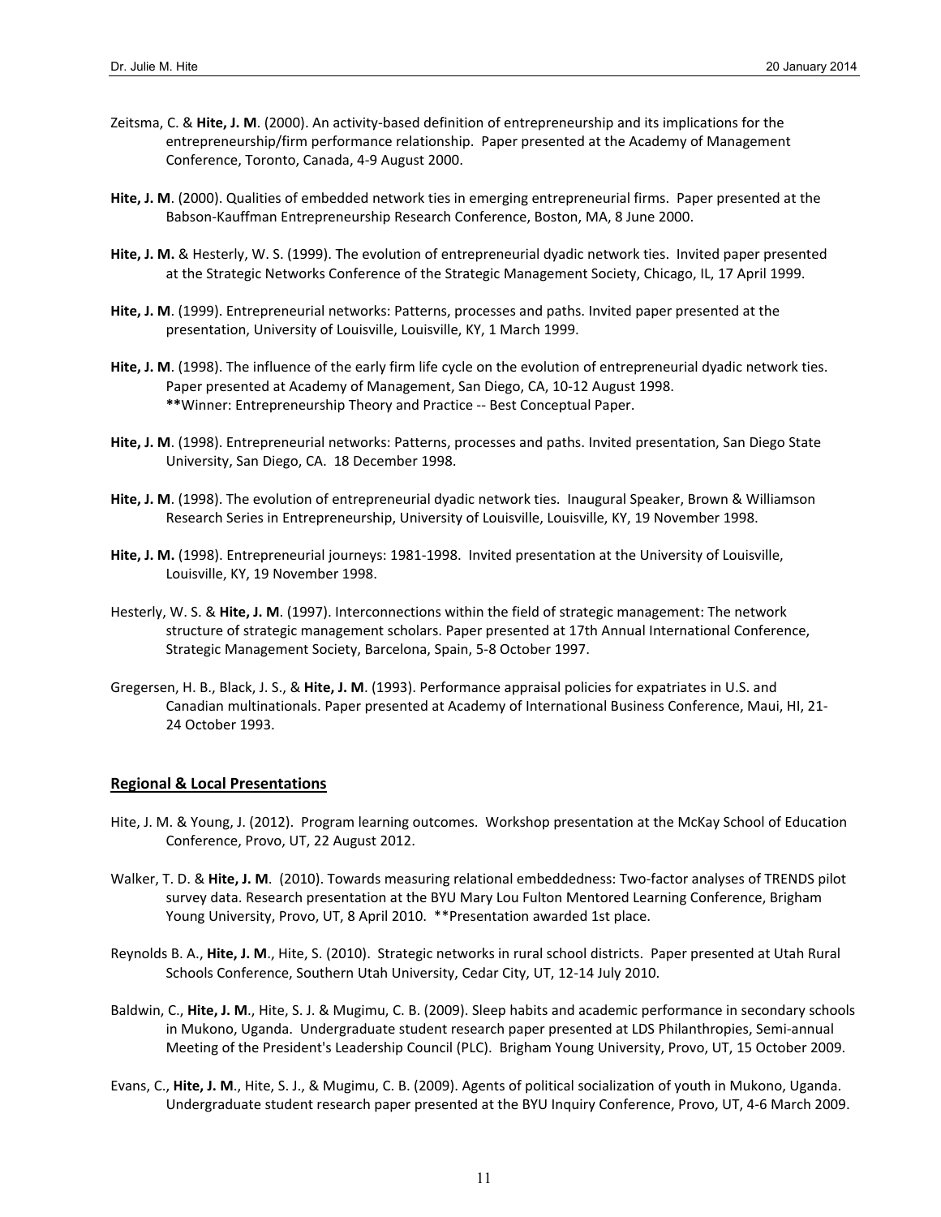Zeitsma, C. & **Hite, J. M**. (2000). An activity-based definition of entrepreneurship and its implications for the entrepreneurship/firm performance relationship. Paper presented at the Academy of Management Conference, Toronto, Canada, 4-9 August 2000.

**Hite, J. M**. (2000). Qualities of embedded network ties in emerging entrepreneurial firms. Paper presented at the Babson-Kauffman Entrepreneurship Research Conference, Boston, MA, 8 June 2000.

**Hite, J. M.** & Hesterly, W. S. (1999). The evolution of entrepreneurial dyadic network ties. Invited paper presented at the Strategic Networks Conference of the Strategic Management Society, Chicago, IL, 17 April 1999.

**Hite, J. M**. (1999). Entrepreneurial networks: Patterns, processes and paths. Invited paper presented at the presentation, University of Louisville, Louisville, KY, 1 March 1999.

**Hite, J. M**. (1998). The influence of the early firm life cycle on the evolution of entrepreneurial dyadic network ties. Paper presented at Academy of Management, San Diego, CA, 10-12 August 1998. **Winner: Entrepreneurship Theory and Practice -- Best Conceptual Paper.

**Hite, J. M**. (1998). Entrepreneurial networks: Patterns, processes and paths. Invited presentation, San Diego State University, San Diego, CA. 18 December 1998.

**Hite, J. M**. (1998). The evolution of entrepreneurial dyadic network ties. Inaugural Speaker, Brown & Williamson Research Series in Entrepreneurship, University of Louisville, Louisville, KY, 19 November 1998.

**Hite, J. M.** (1998). Entrepreneurial journeys: 1981-1998. Invited presentation at the University of Louisville, Louisville, KY, 19 November 1998.

Hesterly, W. S. & **Hite, J. M**. (1997). Interconnections within the field of strategic management: The network structure of strategic management scholars. Paper presented at 17th Annual International Conference, Strategic Management Society, Barcelona, Spain, 5-8 October 1997.

Gregersen, H. B., Black, J. S., & **Hite, J. M**. (1993). Performance appraisal policies for expatriates in U.S. and Canadian multinationals. Paper presented at Academy of International Business Conference, Maui, HI, 21-24 October 1993.

## Regional & Local Presentations

Hite, J. M. & Young, J. (2012). Program learning outcomes. Workshop presentation at the McKay School of Education Conference, Provo, UT, 22 August 2012.

Walker, T. D. & **Hite, J. M**. (2010). Towards measuring relational embeddedness: Two-factor analyses of TRENDS pilot survey data. Research presentation at the BYU Mary Lou Fulton Mentored Learning Conference, Brigham Young University, Provo, UT, 8 April 2010. **Presentation awarded 1st place.

Reynolds B. A., **Hite, J. M**., Hite, S. (2010). Strategic networks in rural school districts. Paper presented at Utah Rural Schools Conference, Southern Utah University, Cedar City, UT, 12-14 July 2010.

Baldwin, C., **Hite, J. M**., Hite, S. J. & Mugimu, C. B. (2009). Sleep habits and academic performance in secondary schools in Mukono, Uganda. Undergraduate student research paper presented at LDS Philanthropies, Semi-annual Meeting of the President's Leadership Council (PLC). Brigham Young University, Provo, UT, 15 October 2009.

Evans, C., **Hite, J. M**., Hite, S. J., & Mugimu, C. B. (2009). Agents of political socialization of youth in Mukono, Uganda. Undergraduate student research paper presented at the BYU Inquiry Conference, Provo, UT, 4-6 March 2009.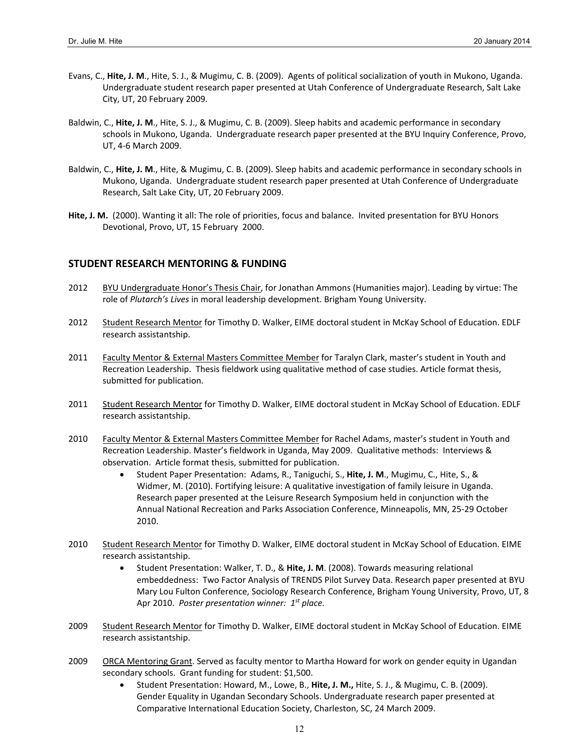Evans, C., **Hite, J. M**., Hite, S. J., & Mugimu, C. B. (2009). Agents of political socialization of youth in Mukono, Uganda. Undergraduate student research paper presented at Utah Conference of Undergraduate Research, Salt Lake City, UT, 20 February 2009.

Baldwin, C., **Hite, J. M**., Hite, S. J., & Mugimu, C. B. (2009). Sleep habits and academic performance in secondary schools in Mukono, Uganda. Undergraduate research paper presented at the BYU Inquiry Conference, Provo, UT, 4-6 March 2009.

Baldwin, C., **Hite, J. M**., Hite, & Mugimu, C. B. (2009). Sleep habits and academic performance in secondary schools in Mukono, Uganda. Undergraduate student research paper presented at Utah Conference of Undergraduate Research, Salt Lake City, UT, 20 February 2009.

**Hite, J. M.** (2000). Wanting it all: The role of priorities, focus and balance. Invited presentation for BYU Honors Devotional, Provo, UT, 15 February 2000.

## STUDENT RESEARCH MENTORING & FUNDING

2012 BYU Undergraduate Honor's Thesis Chair, for Jonathan Ammons (Humanities major). Leading by virtue: The role of *Plutarch's Lives* in moral leadership development. Brigham Young University.

2012 Student Research Mentor for Timothy D. Walker, EIME doctoral student in McKay School of Education. EDLF research assistantship.

2011 Faculty Mentor & External Masters Committee Member for Taralyn Clark, master's student in Youth and Recreation Leadership. Thesis fieldwork using qualitative method of case studies. Article format thesis, submitted for publication.

2011 Student Research Mentor for Timothy D. Walker, EIME doctoral student in McKay School of Education. EDLF research assistantship.

2010 Faculty Mentor & External Masters Committee Member for Rachel Adams, master's student in Youth and Recreation Leadership. Master's fieldwork in Uganda, May 2009. Qualitative methods: Interviews & observation. Article format thesis, submitted for publication.

- Student Paper Presentation: Adams, R., Taniguchi, S., **Hite, J. M**., Mugimu, C., Hite, S., & Widmer, M. (2010). Fortifying leisure: A qualitative investigation of family leisure in Uganda. Research paper presented at the Leisure Research Symposium held in conjunction with the Annual National Recreation and Parks Association Conference, Minneapolis, MN, 25-29 October 2010.

2010 Student Research Mentor for Timothy D. Walker, EIME doctoral student in McKay School of Education. EIME research assistantship.

- Student Presentation: Walker, T. D., & **Hite, J. M**. (2008). Towards measuring relational embeddedness: Two Factor Analysis of TRENDS Pilot Survey Data. Research paper presented at BYU Mary Lou Fulton Conference, Sociology Research Conference, Brigham Young University, Provo, UT, 8 Apr 2010. *Poster presentation winner: 1st place.*

2009 Student Research Mentor for Timothy D. Walker, EIME doctoral student in McKay School of Education. EIME research assistantship.

2009 ORCA Mentoring Grant. Served as faculty mentor to Martha Howard for work on gender equity in Ugandan secondary schools. Grant funding for student: $1,500.

- Student Presentation: Howard, M., Lowe, B., **Hite, J. M.,** Hite, S. J., & Mugimu, C. B. (2009). Gender Equality in Ugandan Secondary Schools. Undergraduate research paper presented at Comparative International Education Society, Charleston, SC, 24 March 2009.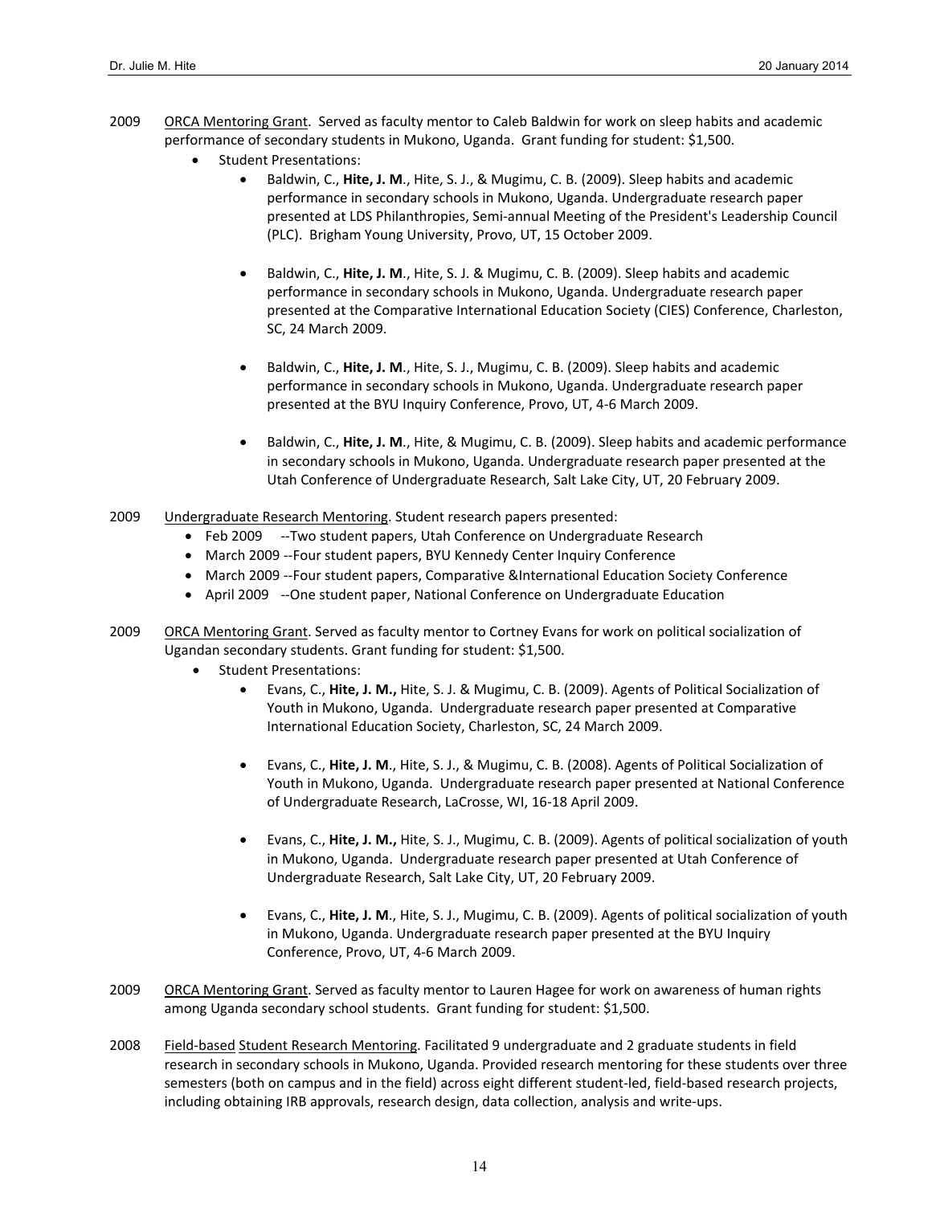2009 <u>ORCA Mentoring Grant</u>. Served as faculty mentor to Caleb Baldwin for work on sleep habits and academic performance of secondary students in Mukono, Uganda. Grant funding for student: $1,500.

- Student Presentations:
    - Baldwin, C., **Hite, J. M**., Hite, S. J., & Mugimu, C. B. (2009). Sleep habits and academic performance in secondary schools in Mukono, Uganda. Undergraduate research paper presented at LDS Philanthropies, Semi-annual Meeting of the President's Leadership Council (PLC). Brigham Young University, Provo, UT, 15 October 2009.
    - Baldwin, C., **Hite, J. M**., Hite, S. J. & Mugimu, C. B. (2009). Sleep habits and academic performance in secondary schools in Mukono, Uganda. Undergraduate research paper presented at the Comparative International Education Society (CIES) Conference, Charleston, SC, 24 March 2009.
    - Baldwin, C., **Hite, J. M**., Hite, S. J., Mugimu, C. B. (2009). Sleep habits and academic performance in secondary schools in Mukono, Uganda. Undergraduate research paper presented at the BYU Inquiry Conference, Provo, UT, 4-6 March 2009.
    - Baldwin, C., **Hite, J. M**., Hite, & Mugimu, C. B. (2009). Sleep habits and academic performance in secondary schools in Mukono, Uganda. Undergraduate research paper presented at the Utah Conference of Undergraduate Research, Salt Lake City, UT, 20 February 2009.

2009 <u>Undergraduate Research Mentoring</u>. Student research papers presented:

- Feb 2009 --Two student papers, Utah Conference on Undergraduate Research
- March 2009 --Four student papers, BYU Kennedy Center Inquiry Conference
- March 2009 --Four student papers, Comparative &International Education Society Conference
- April 2009 --One student paper, National Conference on Undergraduate Education

2009 <u>ORCA Mentoring Grant</u>. Served as faculty mentor to Cortney Evans for work on political socialization of Ugandan secondary students. Grant funding for student: $1,500.

- Student Presentations:
    - Evans, C., **Hite, J. M.,** Hite, S. J. & Mugimu, C. B. (2009). Agents of Political Socialization of Youth in Mukono, Uganda. Undergraduate research paper presented at Comparative International Education Society, Charleston, SC, 24 March 2009.
    - Evans, C., **Hite, J. M**., Hite, S. J., & Mugimu, C. B. (2008). Agents of Political Socialization of Youth in Mukono, Uganda. Undergraduate research paper presented at National Conference of Undergraduate Research, LaCrosse, WI, 16-18 April 2009.
    - Evans, C., **Hite, J. M.,** Hite, S. J., Mugimu, C. B. (2009). Agents of political socialization of youth in Mukono, Uganda. Undergraduate research paper presented at Utah Conference of Undergraduate Research, Salt Lake City, UT, 20 February 2009.
    - Evans, C., **Hite, J. M**., Hite, S. J., Mugimu, C. B. (2009). Agents of political socialization of youth in Mukono, Uganda. Undergraduate research paper presented at the BYU Inquiry Conference, Provo, UT, 4-6 March 2009.

2009 <u>ORCA Mentoring Grant</u>. Served as faculty mentor to Lauren Hagee for work on awareness of human rights among Uganda secondary school students. Grant funding for student: $1,500.

2008 <u>Field-based Student Research Mentoring</u>. Facilitated 9 undergraduate and 2 graduate students in field research in secondary schools in Mukono, Uganda. Provided research mentoring for these students over three semesters (both on campus and in the field) across eight different student-led, field-based research projects, including obtaining IRB approvals, research design, data collection, analysis and write-ups.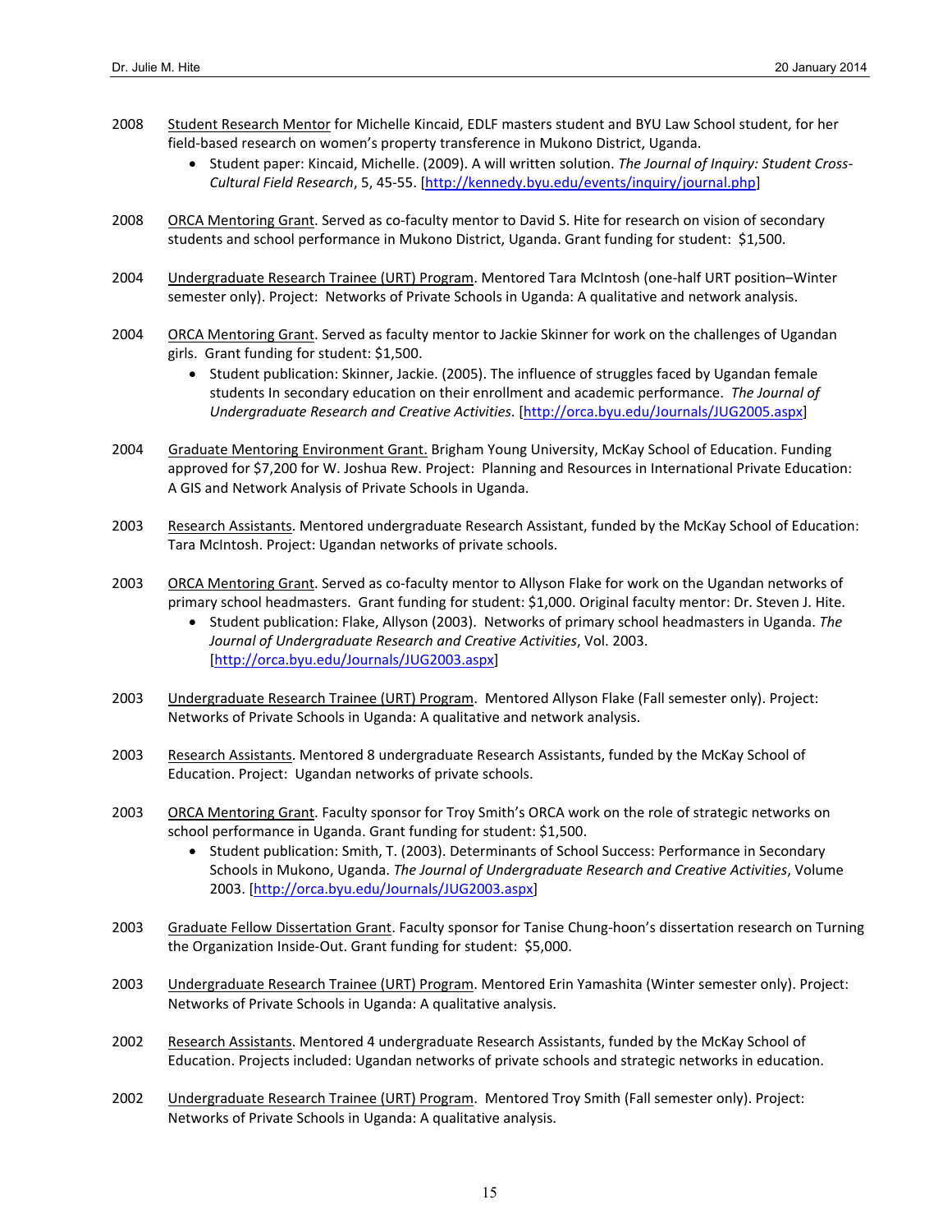2008 Student Research Mentor for Michelle Kincaid, EDLF masters student and BYU Law School student, for her field-based research on women's property transference in Mukono District, Uganda.

- Student paper: Kincaid, Michelle. (2009). A will written solution. *The Journal of Inquiry: Student Cross-Cultural Field Research*, 5, 45-55. [http://kennedy.byu.edu/events/inquiry/journal.php]

2008 ORCA Mentoring Grant. Served as co-faculty mentor to David S. Hite for research on vision of secondary students and school performance in Mukono District, Uganda. Grant funding for student: $1,500.

2004 Undergraduate Research Trainee (URT) Program. Mentored Tara McIntosh (one-half URT position–Winter semester only). Project: Networks of Private Schools in Uganda: A qualitative and network analysis.

2004 ORCA Mentoring Grant. Served as faculty mentor to Jackie Skinner for work on the challenges of Ugandan girls. Grant funding for student: $1,500.

- Student publication: Skinner, Jackie. (2005). The influence of struggles faced by Ugandan female students In secondary education on their enrollment and academic performance. *The Journal of Undergraduate Research and Creative Activities*. [http://orca.byu.edu/Journals/JUG2005.aspx]

2004 Graduate Mentoring Environment Grant. Brigham Young University, McKay School of Education. Funding approved for $7,200 for W. Joshua Rew. Project: Planning and Resources in International Private Education: A GIS and Network Analysis of Private Schools in Uganda.

2003 Research Assistants. Mentored undergraduate Research Assistant, funded by the McKay School of Education: Tara McIntosh. Project: Ugandan networks of private schools.

2003 ORCA Mentoring Grant. Served as co-faculty mentor to Allyson Flake for work on the Ugandan networks of primary school headmasters. Grant funding for student: $1,000. Original faculty mentor: Dr. Steven J. Hite.

- Student publication: Flake, Allyson (2003). Networks of primary school headmasters in Uganda. *The Journal of Undergraduate Research and Creative Activities*, Vol. 2003. [http://orca.byu.edu/Journals/JUG2003.aspx]

2003 Undergraduate Research Trainee (URT) Program. Mentored Allyson Flake (Fall semester only). Project: Networks of Private Schools in Uganda: A qualitative and network analysis.

2003 Research Assistants. Mentored 8 undergraduate Research Assistants, funded by the McKay School of Education. Project: Ugandan networks of private schools.

2003 ORCA Mentoring Grant. Faculty sponsor for Troy Smith's ORCA work on the role of strategic networks on school performance in Uganda. Grant funding for student: $1,500.

- Student publication: Smith, T. (2003). Determinants of School Success: Performance in Secondary Schools in Mukono, Uganda. *The Journal of Undergraduate Research and Creative Activities*, Volume 2003. [http://orca.byu.edu/Journals/JUG2003.aspx]

2003 Graduate Fellow Dissertation Grant. Faculty sponsor for Tanise Chung-hoon's dissertation research on Turning the Organization Inside-Out. Grant funding for student: $5,000.

2003 Undergraduate Research Trainee (URT) Program. Mentored Erin Yamashita (Winter semester only). Project: Networks of Private Schools in Uganda: A qualitative analysis.

2002 Research Assistants. Mentored 4 undergraduate Research Assistants, funded by the McKay School of Education. Projects included: Ugandan networks of private schools and strategic networks in education.

2002 Undergraduate Research Trainee (URT) Program. Mentored Troy Smith (Fall semester only). Project: Networks of Private Schools in Uganda: A qualitative analysis.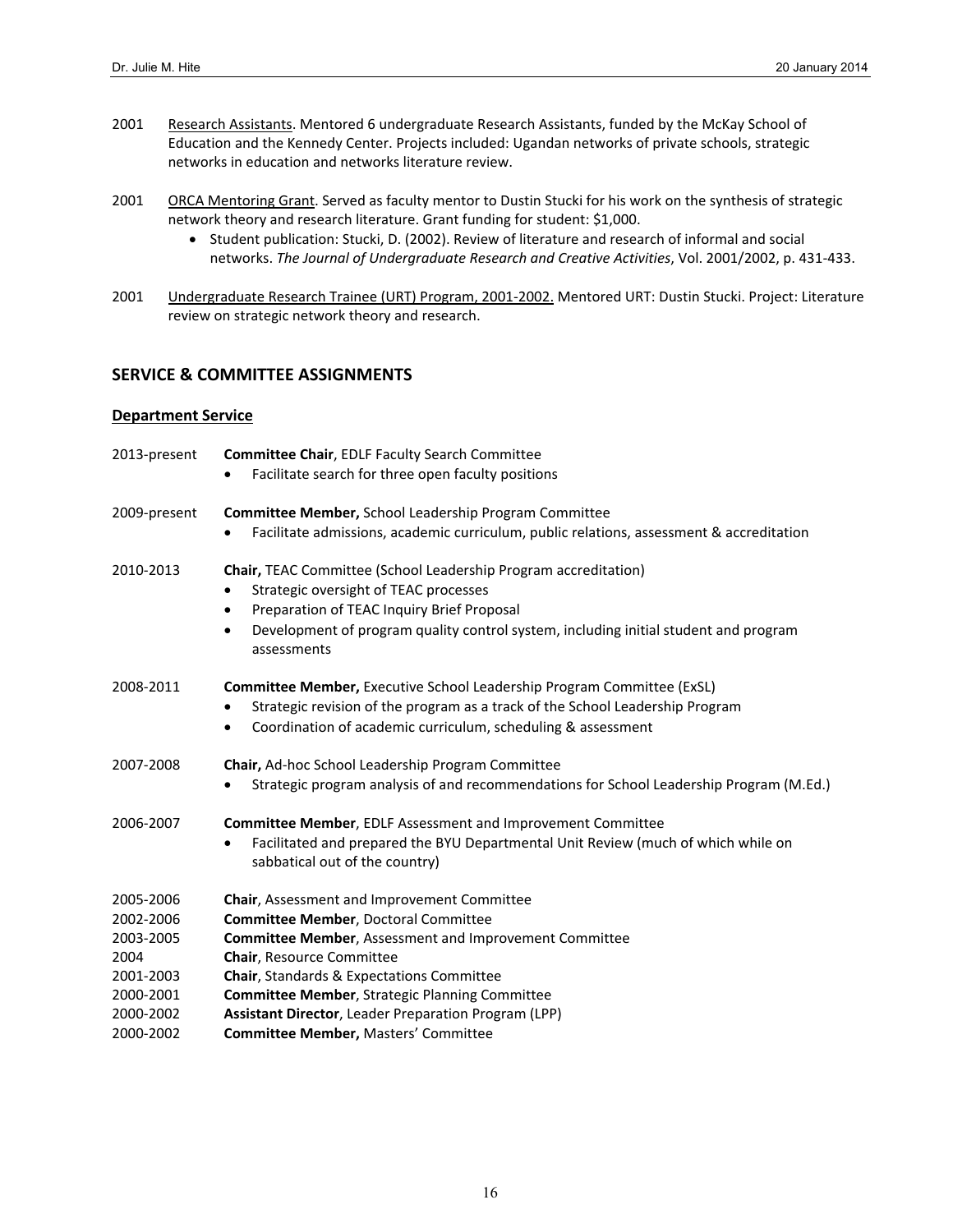2001 <u>Research Assistants</u>. Mentored 6 undergraduate Research Assistants, funded by the McKay School of Education and the Kennedy Center. Projects included: Ugandan networks of private schools, strategic networks in education and networks literature review.

2001 <u>ORCA Mentoring Grant</u>. Served as faculty mentor to Dustin Stucki for his work on the synthesis of strategic network theory and research literature. Grant funding for student: $1,000.

- Student publication: Stucki, D. (2002). Review of literature and research of informal and social networks. *The Journal of Undergraduate Research and Creative Activities*, Vol. 2001/2002, p. 431-433.

2001 <u>Undergraduate Research Trainee (URT) Program, 2001-2002.</u> Mentored URT: Dustin Stucki. Project: Literature review on strategic network theory and research.

## SERVICE & COMMITTEE ASSIGNMENTS

### Department Service

2013-present **Committee Chair**, EDLF Faculty Search Committee

- Facilitate search for three open faculty positions

2009-present **Committee Member,** School Leadership Program Committee

- Facilitate admissions, academic curriculum, public relations, assessment & accreditation

2010-2013 **Chair,** TEAC Committee (School Leadership Program accreditation)

- Strategic oversight of TEAC processes
- Preparation of TEAC Inquiry Brief Proposal
- Development of program quality control system, including initial student and program assessments

2008-2011 **Committee Member,** Executive School Leadership Program Committee (ExSL)

- Strategic revision of the program as a track of the School Leadership Program
- Coordination of academic curriculum, scheduling & assessment

2007-2008 **Chair,** Ad-hoc School Leadership Program Committee

- Strategic program analysis of and recommendations for School Leadership Program (M.Ed.)

2006-2007 **Committee Member**, EDLF Assessment and Improvement Committee

- Facilitated and prepared the BYU Departmental Unit Review (much of which while on sabbatical out of the country)

2005-2006 **Chair**, Assessment and Improvement Committee
2002-2006 **Committee Member**, Doctoral Committee
2003-2005 **Committee Member**, Assessment and Improvement Committee
2004 **Chair**, Resource Committee
2001-2003 **Chair**, Standards & Expectations Committee
2000-2001 **Committee Member**, Strategic Planning Committee
2000-2002 **Assistant Director**, Leader Preparation Program (LPP)
2000-2002 **Committee Member,** Masters' Committee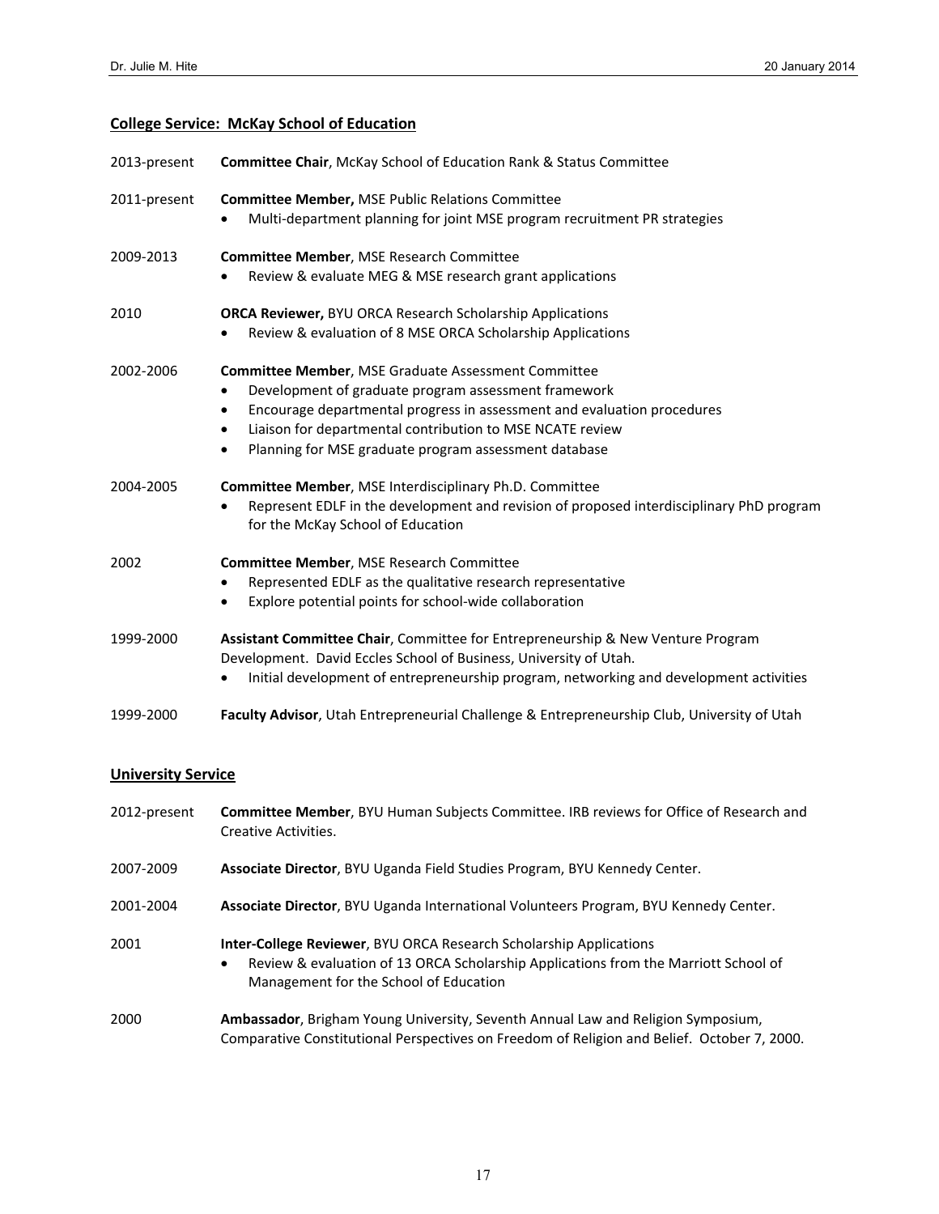## College Service: McKay School of Education

2013-present **Committee Chair**, McKay School of Education Rank & Status Committee

2011-present **Committee Member,** MSE Public Relations Committee

- Multi-department planning for joint MSE program recruitment PR strategies

2009-2013 **Committee Member**, MSE Research Committee

- Review & evaluate MEG & MSE research grant applications

2010 **ORCA Reviewer,** BYU ORCA Research Scholarship Applications

- Review & evaluation of 8 MSE ORCA Scholarship Applications

2002-2006 **Committee Member**, MSE Graduate Assessment Committee

- Development of graduate program assessment framework
- Encourage departmental progress in assessment and evaluation procedures
- Liaison for departmental contribution to MSE NCATE review
- Planning for MSE graduate program assessment database

2004-2005 **Committee Member**, MSE Interdisciplinary Ph.D. Committee

- Represent EDLF in the development and revision of proposed interdisciplinary PhD program for the McKay School of Education

2002 **Committee Member**, MSE Research Committee

- Represented EDLF as the qualitative research representative
- Explore potential points for school-wide collaboration

1999-2000 **Assistant Committee Chair**, Committee for Entrepreneurship & New Venture Program Development. David Eccles School of Business, University of Utah.

- Initial development of entrepreneurship program, networking and development activities

1999-2000 **Faculty Advisor**, Utah Entrepreneurial Challenge & Entrepreneurship Club, University of Utah

## University Service

2012-present **Committee Member**, BYU Human Subjects Committee. IRB reviews for Office of Research and Creative Activities.

2007-2009 **Associate Director**, BYU Uganda Field Studies Program, BYU Kennedy Center.

2001-2004 **Associate Director**, BYU Uganda International Volunteers Program, BYU Kennedy Center.

2001 **Inter-College Reviewer**, BYU ORCA Research Scholarship Applications

- Review & evaluation of 13 ORCA Scholarship Applications from the Marriott School of Management for the School of Education

2000 **Ambassador**, Brigham Young University, Seventh Annual Law and Religion Symposium, Comparative Constitutional Perspectives on Freedom of Religion and Belief. October 7, 2000.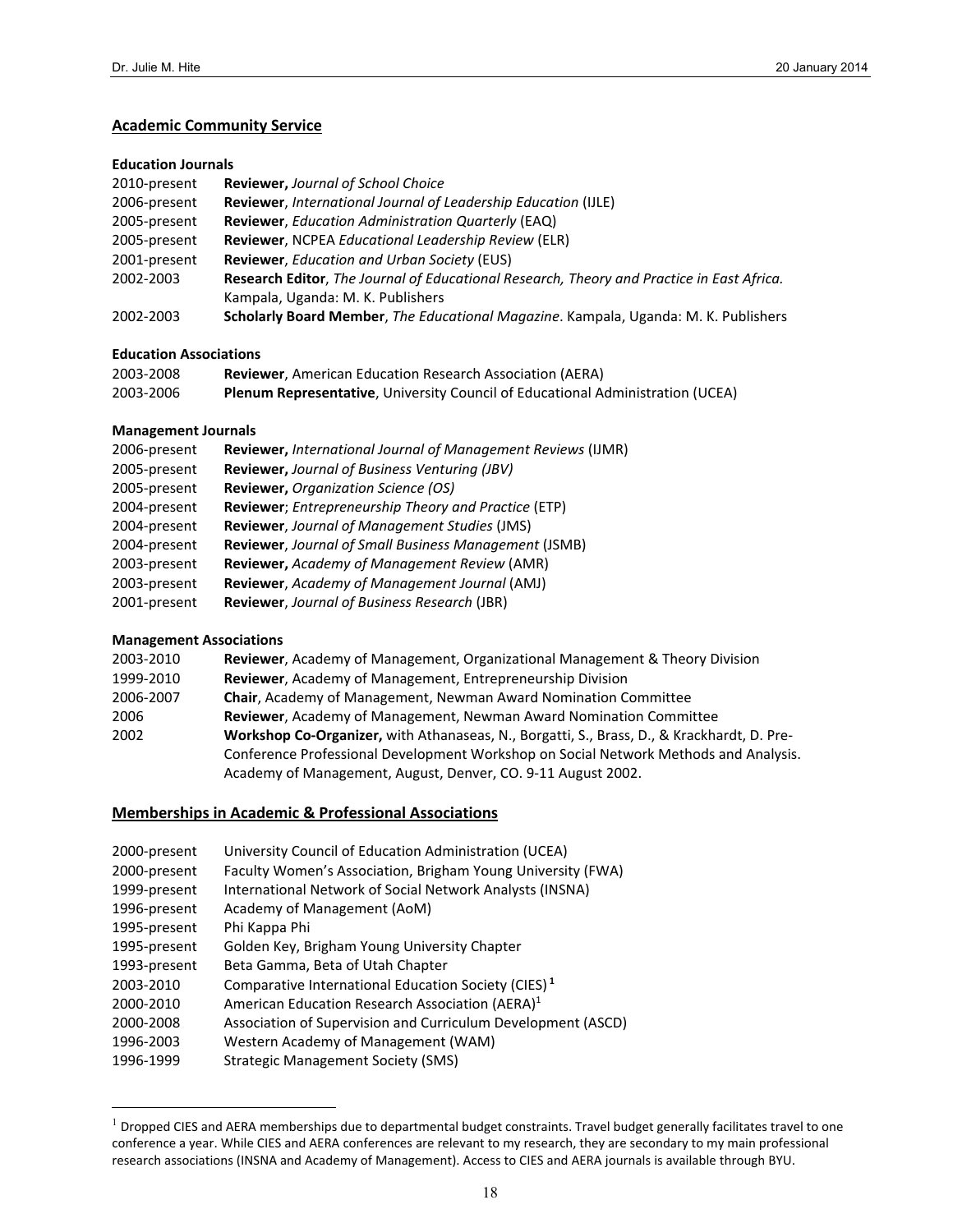## Academic Community Service

### Education Journals

2010-present **Reviewer,** *Journal of School Choice*
2006-present **Reviewer**, *International Journal of Leadership Education* (IJLE)
2005-present **Reviewer**, *Education Administration Quarterly* (EAQ)
2005-present **Reviewer**, NCPEA *Educational Leadership Review* (ELR)
2001-present **Reviewer**, *Education and Urban Society* (EUS)
2002-2003 **Research Editor**, *The Journal of Educational Research, Theory and Practice in East Africa.* Kampala, Uganda: M. K. Publishers
2002-2003 **Scholarly Board Member**, *The Educational Magazine*. Kampala, Uganda: M. K. Publishers

### Education Associations

2003-2008 **Reviewer**, American Education Research Association (AERA)
2003-2006 **Plenum Representative**, University Council of Educational Administration (UCEA)

### Management Journals

2006-present **Reviewer,** *International Journal of Management Reviews* (IJMR)
2005-present **Reviewer,** *Journal of Business Venturing (JBV)*
2005-present **Reviewer,** *Organization Science (OS)*
2004-present **Reviewer**; *Entrepreneurship Theory and Practice* (ETP)
2004-present **Reviewer**, *Journal of Management Studies* (JMS)
2004-present **Reviewer**, *Journal of Small Business Management* (JSMB)
2003-present **Reviewer,** *Academy of Management Review* (AMR)
2003-present **Reviewer**, *Academy of Management Journal* (AMJ)
2001-present **Reviewer**, *Journal of Business Research* (JBR)

### Management Associations

2003-2010 **Reviewer**, Academy of Management, Organizational Management & Theory Division
1999-2010 **Reviewer**, Academy of Management, Entrepreneurship Division
2006-2007 **Chair**, Academy of Management, Newman Award Nomination Committee
2006 **Reviewer**, Academy of Management, Newman Award Nomination Committee
2002 **Workshop Co-Organizer,** with Athanaseas, N., Borgatti, S., Brass, D., & Krackhardt, D. Pre-Conference Professional Development Workshop on Social Network Methods and Analysis. Academy of Management, August, Denver, CO. 9-11 August 2002.

## Memberships in Academic & Professional Associations

2000-present University Council of Education Administration (UCEA)
2000-present Faculty Women's Association, Brigham Young University (FWA)
1999-present International Network of Social Network Analysts (INSNA)
1996-present Academy of Management (AoM)
1995-present Phi Kappa Phi
1995-present Golden Key, Brigham Young University Chapter
1993-present Beta Gamma, Beta of Utah Chapter
2003-2010 Comparative International Education Society (CIES)[1]
2000-2010 American Education Research Association (AERA)[1]
2000-2008 Association of Supervision and Curriculum Development (ASCD)
1996-2003 Western Academy of Management (WAM)
1996-1999 Strategic Management Society (SMS)

---

[1] Dropped CIES and AERA memberships due to departmental budget constraints. Travel budget generally facilitates travel to one conference a year. While CIES and AERA conferences are relevant to my research, they are secondary to my main professional research associations (INSNA and Academy of Management). Access to CIES and AERA journals is available through BYU.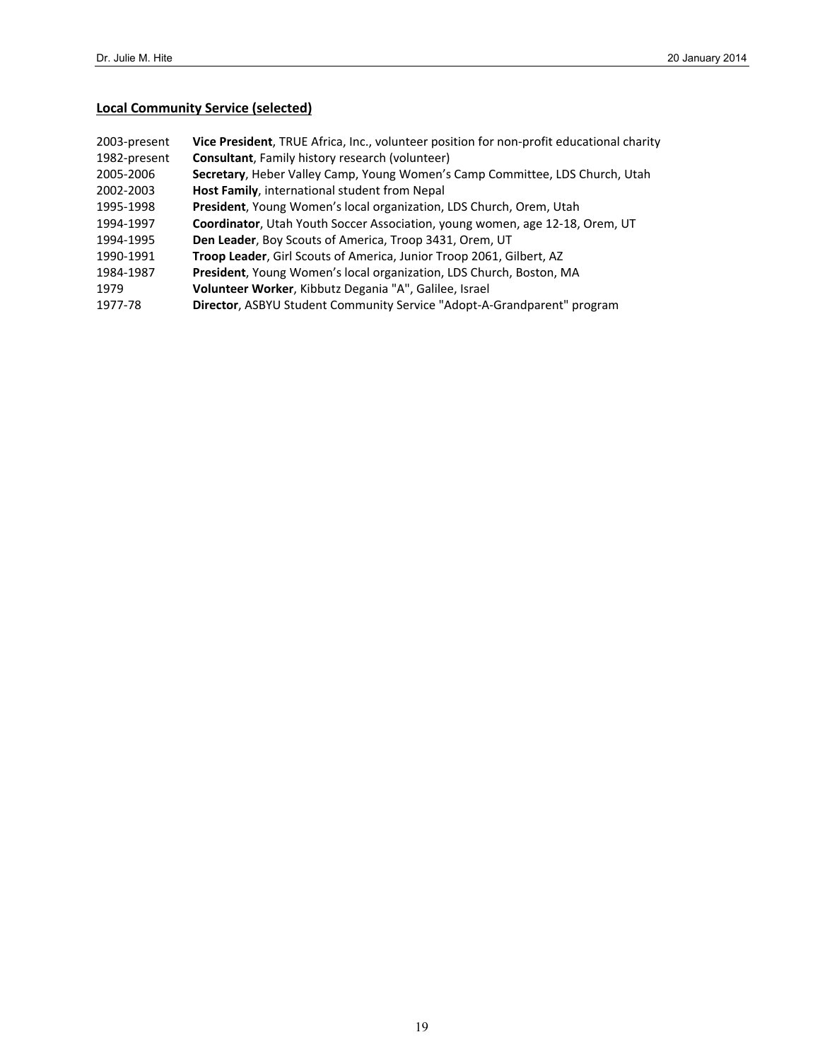**Local Community Service (selected)**

2003-present **Vice President**, TRUE Africa, Inc., volunteer position for non-profit educational charity
1982-present **Consultant**, Family history research (volunteer)
2005-2006 **Secretary**, Heber Valley Camp, Young Women's Camp Committee, LDS Church, Utah
2002-2003 **Host Family**, international student from Nepal
1995-1998 **President**, Young Women's local organization, LDS Church, Orem, Utah
1994-1997 **Coordinator**, Utah Youth Soccer Association, young women, age 12-18, Orem, UT
1994-1995 **Den Leader**, Boy Scouts of America, Troop 3431, Orem, UT
1990-1991 **Troop Leader**, Girl Scouts of America, Junior Troop 2061, Gilbert, AZ
1984-1987 **President**, Young Women's local organization, LDS Church, Boston, MA
1979 **Volunteer Worker**, Kibbutz Degania "A", Galilee, Israel
1977-78 **Director**, ASBYU Student Community Service "Adopt-A-Grandparent" program